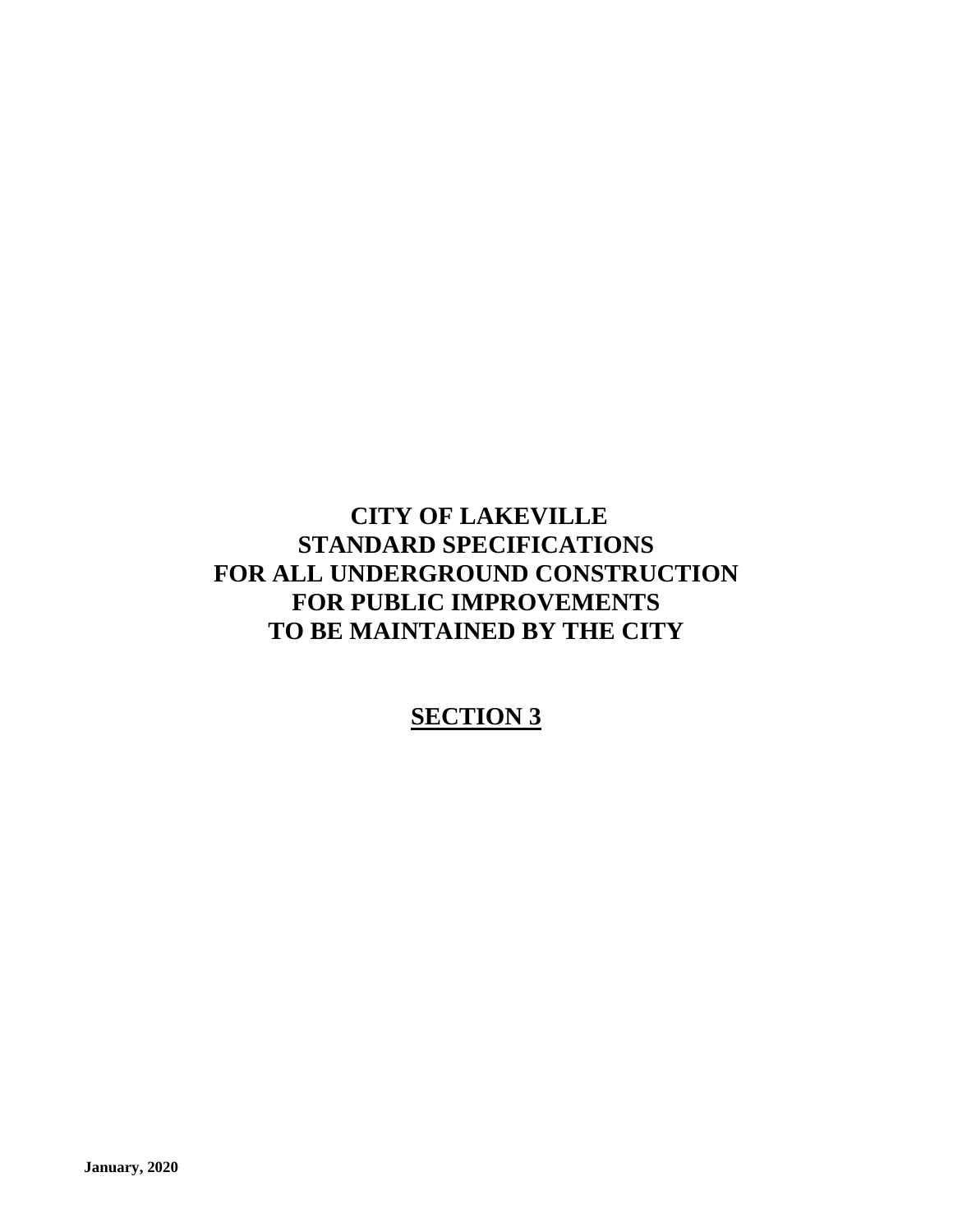# CITY OF LAKEVILLE
# STANDARD SPECIFICATIONS
# FOR ALL UNDERGROUND CONSTRUCTION
# FOR PUBLIC IMPROVEMENTS
# TO BE MAINTAINED BY THE CITY

## SECTION 3

**January, 2020**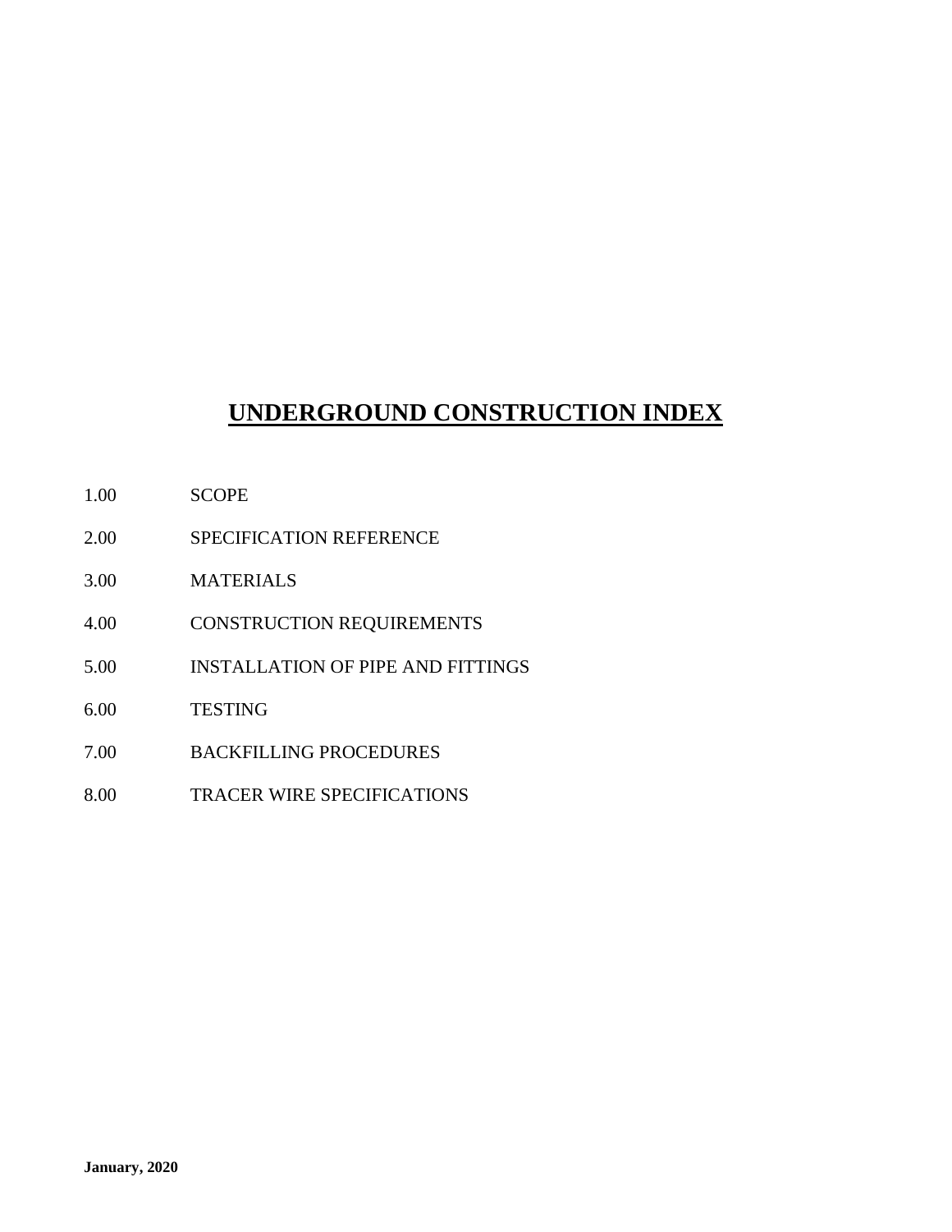# UNDERGROUND CONSTRUCTION INDEX

| | |
|---|---|
| 1.00 | SCOPE |
| 2.00 | SPECIFICATION REFERENCE |
| 3.00 | MATERIALS |
| 4.00 | CONSTRUCTION REQUIREMENTS |
| 5.00 | INSTALLATION OF PIPE AND FITTINGS |
| 6.00 | TESTING |
| 7.00 | BACKFILLING PROCEDURES |
| 8.00 | TRACER WIRE SPECIFICATIONS |

**January, 2020**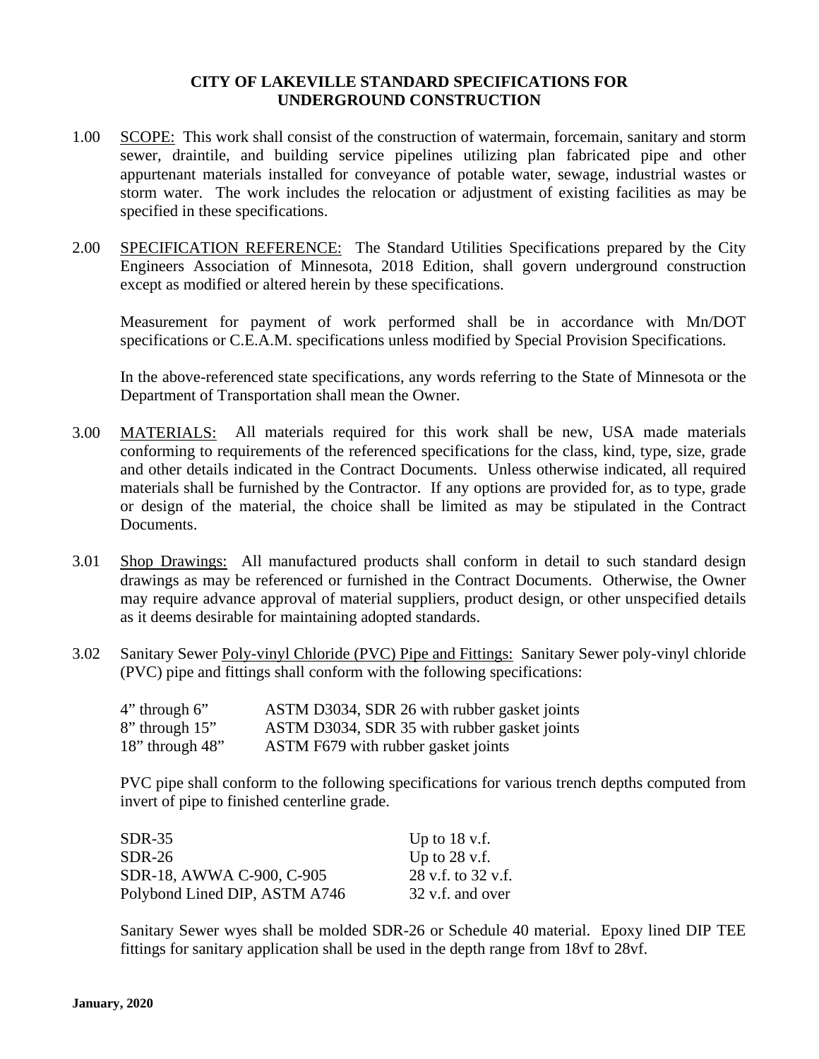# CITY OF LAKEVILLE STANDARD SPECIFICATIONS FOR UNDERGROUND CONSTRUCTION

1.00 <u>SCOPE:</u> This work shall consist of the construction of watermain, forcemain, sanitary and storm sewer, draintile, and building service pipelines utilizing plan fabricated pipe and other appurtenant materials installed for conveyance of potable water, sewage, industrial wastes or storm water. The work includes the relocation or adjustment of existing facilities as may be specified in these specifications.

2.00 <u>SPECIFICATION REFERENCE:</u> The Standard Utilities Specifications prepared by the City Engineers Association of Minnesota, 2018 Edition, shall govern underground construction except as modified or altered herein by these specifications.

Measurement for payment of work performed shall be in accordance with Mn/DOT specifications or C.E.A.M. specifications unless modified by Special Provision Specifications.

In the above-referenced state specifications, any words referring to the State of Minnesota or the Department of Transportation shall mean the Owner.

3.00 <u>MATERIALS:</u> All materials required for this work shall be new, USA made materials conforming to requirements of the referenced specifications for the class, kind, type, size, grade and other details indicated in the Contract Documents. Unless otherwise indicated, all required materials shall be furnished by the Contractor. If any options are provided for, as to type, grade or design of the material, the choice shall be limited as may be stipulated in the Contract Documents.

3.01 <u>Shop Drawings:</u> All manufactured products shall conform in detail to such standard design drawings as may be referenced or furnished in the Contract Documents. Otherwise, the Owner may require advance approval of material suppliers, product design, or other unspecified details as it deems desirable for maintaining adopted standards.

3.02 Sanitary Sewer <u>Poly-vinyl Chloride (PVC) Pipe and Fittings:</u> Sanitary Sewer poly-vinyl chloride (PVC) pipe and fittings shall conform with the following specifications:

| | |
|---|---|
| 4” through 6” | ASTM D3034, SDR 26 with rubber gasket joints |
| 8” through 15” | ASTM D3034, SDR 35 with rubber gasket joints |
| 18” through 48” | ASTM F679 with rubber gasket joints |

PVC pipe shall conform to the following specifications for various trench depths computed from invert of pipe to finished centerline grade.

| | |
|---|---|
| SDR-35 | Up to 18 v.f. |
| SDR-26 | Up to 28 v.f. |
| SDR-18, AWWA C-900, C-905 | 28 v.f. to 32 v.f. |
| Polybond Lined DIP, ASTM A746 | 32 v.f. and over |

Sanitary Sewer wyes shall be molded SDR-26 or Schedule 40 material. Epoxy lined DIP TEE fittings for sanitary application shall be used in the depth range from 18vf to 28vf.

**January, 2020**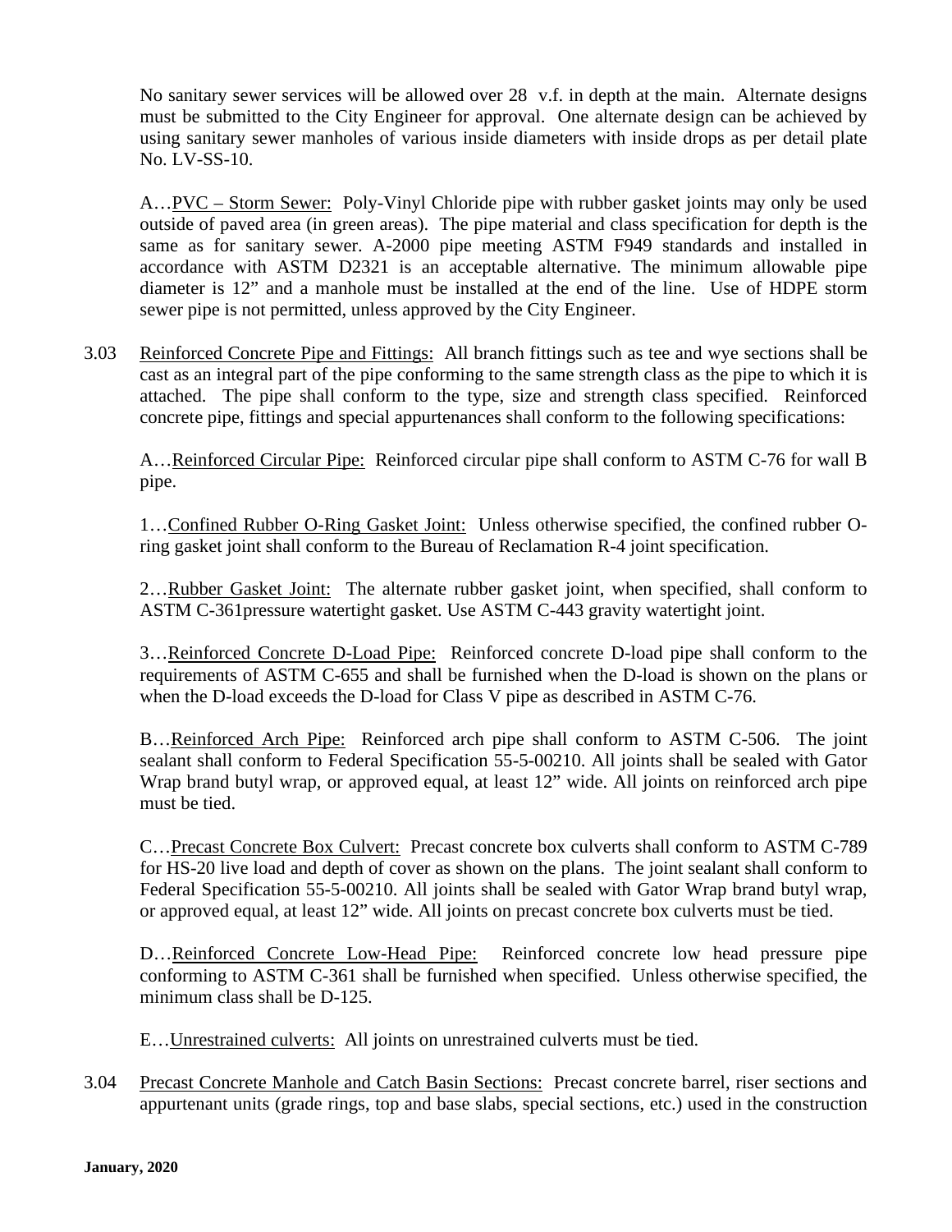No sanitary sewer services will be allowed over 28 v.f. in depth at the main. Alternate designs must be submitted to the City Engineer for approval. One alternate design can be achieved by using sanitary sewer manholes of various inside diameters with inside drops as per detail plate No. LV-SS-10.

A…PVC – Storm Sewer: Poly-Vinyl Chloride pipe with rubber gasket joints may only be used outside of paved area (in green areas). The pipe material and class specification for depth is the same as for sanitary sewer. A-2000 pipe meeting ASTM F949 standards and installed in accordance with ASTM D2321 is an acceptable alternative. The minimum allowable pipe diameter is 12" and a manhole must be installed at the end of the line. Use of HDPE storm sewer pipe is not permitted, unless approved by the City Engineer.

3.03 Reinforced Concrete Pipe and Fittings: All branch fittings such as tee and wye sections shall be cast as an integral part of the pipe conforming to the same strength class as the pipe to which it is attached. The pipe shall conform to the type, size and strength class specified. Reinforced concrete pipe, fittings and special appurtenances shall conform to the following specifications:

A…Reinforced Circular Pipe: Reinforced circular pipe shall conform to ASTM C-76 for wall B pipe.

1…Confined Rubber O-Ring Gasket Joint: Unless otherwise specified, the confined rubber O-ring gasket joint shall conform to the Bureau of Reclamation R-4 joint specification.

2…Rubber Gasket Joint: The alternate rubber gasket joint, when specified, shall conform to ASTM C-361pressure watertight gasket. Use ASTM C-443 gravity watertight joint.

3…Reinforced Concrete D-Load Pipe: Reinforced concrete D-load pipe shall conform to the requirements of ASTM C-655 and shall be furnished when the D-load is shown on the plans or when the D-load exceeds the D-load for Class V pipe as described in ASTM C-76.

B…Reinforced Arch Pipe: Reinforced arch pipe shall conform to ASTM C-506. The joint sealant shall conform to Federal Specification 55-5-00210. All joints shall be sealed with Gator Wrap brand butyl wrap, or approved equal, at least 12" wide. All joints on reinforced arch pipe must be tied.

C…Precast Concrete Box Culvert: Precast concrete box culverts shall conform to ASTM C-789 for HS-20 live load and depth of cover as shown on the plans. The joint sealant shall conform to Federal Specification 55-5-00210. All joints shall be sealed with Gator Wrap brand butyl wrap, or approved equal, at least 12" wide. All joints on precast concrete box culverts must be tied.

D…Reinforced Concrete Low-Head Pipe: Reinforced concrete low head pressure pipe conforming to ASTM C-361 shall be furnished when specified. Unless otherwise specified, the minimum class shall be D-125.

E…Unrestrained culverts: All joints on unrestrained culverts must be tied.

3.04 Precast Concrete Manhole and Catch Basin Sections: Precast concrete barrel, riser sections and appurtenant units (grade rings, top and base slabs, special sections, etc.) used in the construction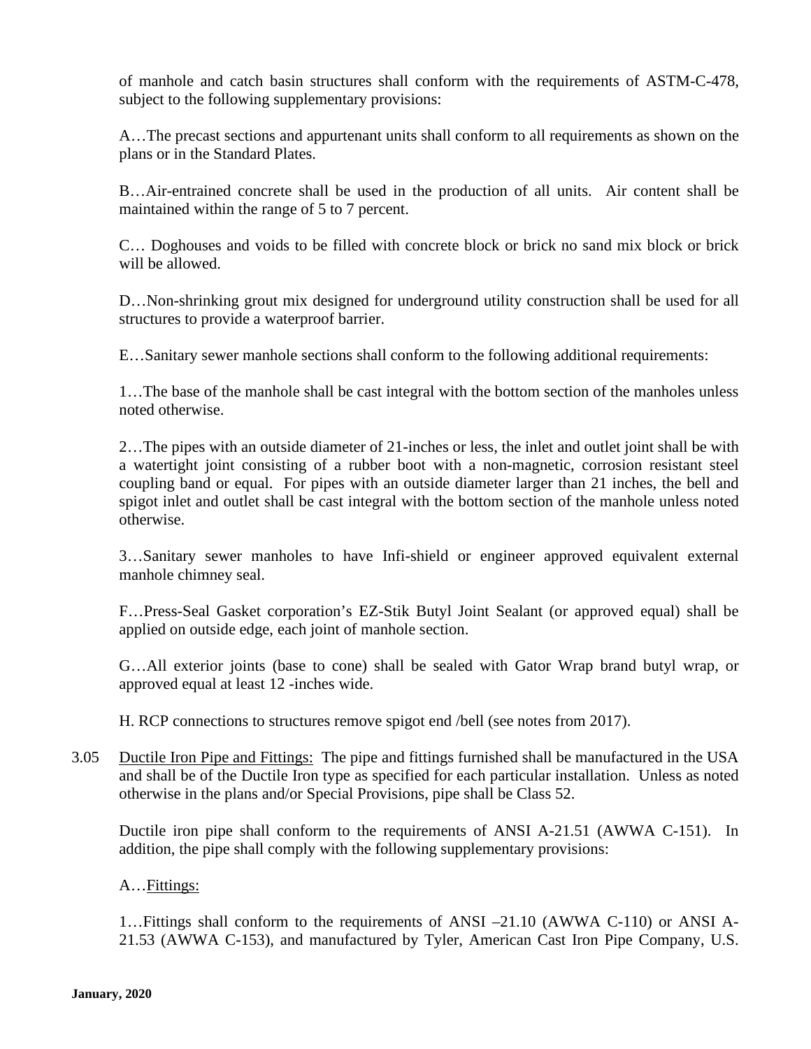of manhole and catch basin structures shall conform with the requirements of ASTM-C-478, subject to the following supplementary provisions:

A…The precast sections and appurtenant units shall conform to all requirements as shown on the plans or in the Standard Plates.

B…Air-entrained concrete shall be used in the production of all units. Air content shall be maintained within the range of 5 to 7 percent.

C… Doghouses and voids to be filled with concrete block or brick no sand mix block or brick will be allowed.

D…Non-shrinking grout mix designed for underground utility construction shall be used for all structures to provide a waterproof barrier.

E…Sanitary sewer manhole sections shall conform to the following additional requirements:

1…The base of the manhole shall be cast integral with the bottom section of the manholes unless noted otherwise.

2…The pipes with an outside diameter of 21-inches or less, the inlet and outlet joint shall be with a watertight joint consisting of a rubber boot with a non-magnetic, corrosion resistant steel coupling band or equal. For pipes with an outside diameter larger than 21 inches, the bell and spigot inlet and outlet shall be cast integral with the bottom section of the manhole unless noted otherwise.

3…Sanitary sewer manholes to have Infi-shield or engineer approved equivalent external manhole chimney seal.

F…Press-Seal Gasket corporation's EZ-Stik Butyl Joint Sealant (or approved equal) shall be applied on outside edge, each joint of manhole section.

G…All exterior joints (base to cone) shall be sealed with Gator Wrap brand butyl wrap, or approved equal at least 12 -inches wide.

H. RCP connections to structures remove spigot end /bell (see notes from 2017).

3.05 Ductile Iron Pipe and Fittings: The pipe and fittings furnished shall be manufactured in the USA and shall be of the Ductile Iron type as specified for each particular installation. Unless as noted otherwise in the plans and/or Special Provisions, pipe shall be Class 52.

Ductile iron pipe shall conform to the requirements of ANSI A-21.51 (AWWA C-151). In addition, the pipe shall comply with the following supplementary provisions:

A…Fittings:

1…Fittings shall conform to the requirements of ANSI –21.10 (AWWA C-110) or ANSI A-21.53 (AWWA C-153), and manufactured by Tyler, American Cast Iron Pipe Company, U.S.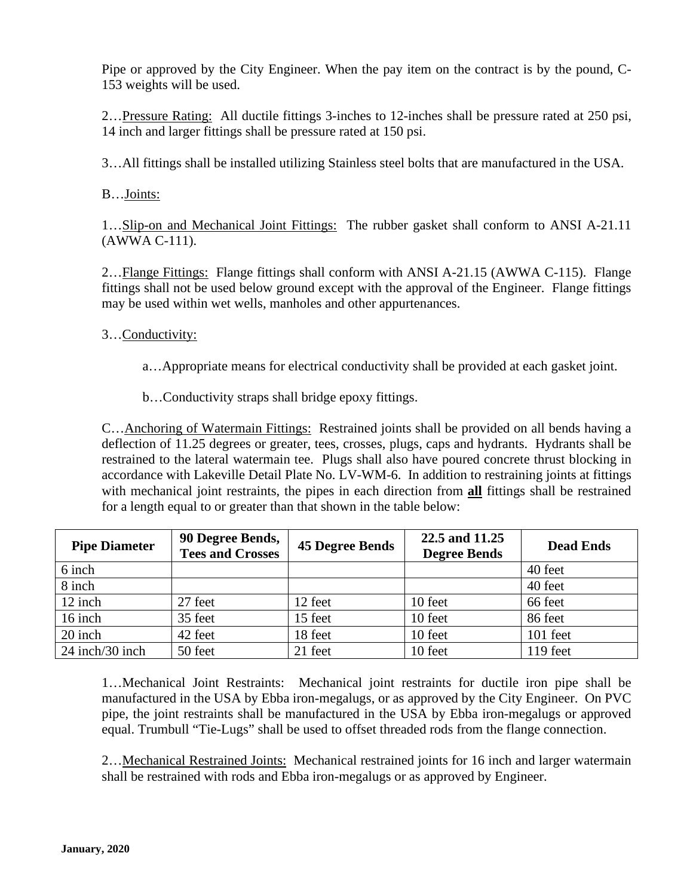Pipe or approved by the City Engineer. When the pay item on the contract is by the pound, C-153 weights will be used.

2…Pressure Rating: All ductile fittings 3-inches to 12-inches shall be pressure rated at 250 psi, 14 inch and larger fittings shall be pressure rated at 150 psi.

3…All fittings shall be installed utilizing Stainless steel bolts that are manufactured in the USA.

B…Joints:

1…Slip-on and Mechanical Joint Fittings: The rubber gasket shall conform to ANSI A-21.11 (AWWA C-111).

2…Flange Fittings: Flange fittings shall conform with ANSI A-21.15 (AWWA C-115). Flange fittings shall not be used below ground except with the approval of the Engineer. Flange fittings may be used within wet wells, manholes and other appurtenances.

3…Conductivity:

a…Appropriate means for electrical conductivity shall be provided at each gasket joint.

b…Conductivity straps shall bridge epoxy fittings.

C…Anchoring of Watermain Fittings: Restrained joints shall be provided on all bends having a deflection of 11.25 degrees or greater, tees, crosses, plugs, caps and hydrants. Hydrants shall be restrained to the lateral watermain tee. Plugs shall also have poured concrete thrust blocking in accordance with Lakeville Detail Plate No. LV-WM-6. In addition to restraining joints at fittings with mechanical joint restraints, the pipes in each direction from **all** fittings shall be restrained for a length equal to or greater than that shown in the table below:

| Pipe Diameter | 90 Degree Bends, Tees and Crosses | 45 Degree Bends | 22.5 and 11.25 Degree Bends | Dead Ends |
|---|---|---|---|---|
| 6 inch | | | | 40 feet |
| 8 inch | | | | 40 feet |
| 12 inch | 27 feet | 12 feet | 10 feet | 66 feet |
| 16 inch | 35 feet | 15 feet | 10 feet | 86 feet |
| 20 inch | 42 feet | 18 feet | 10 feet | 101 feet |
| 24 inch/30 inch | 50 feet | 21 feet | 10 feet | 119 feet |

1…Mechanical Joint Restraints: Mechanical joint restraints for ductile iron pipe shall be manufactured in the USA by Ebba iron-megalugs, or as approved by the City Engineer. On PVC pipe, the joint restraints shall be manufactured in the USA by Ebba iron-megalugs or approved equal. Trumbull "Tie-Lugs" shall be used to offset threaded rods from the flange connection.

2…Mechanical Restrained Joints: Mechanical restrained joints for 16 inch and larger watermain shall be restrained with rods and Ebba iron-megalugs or as approved by Engineer.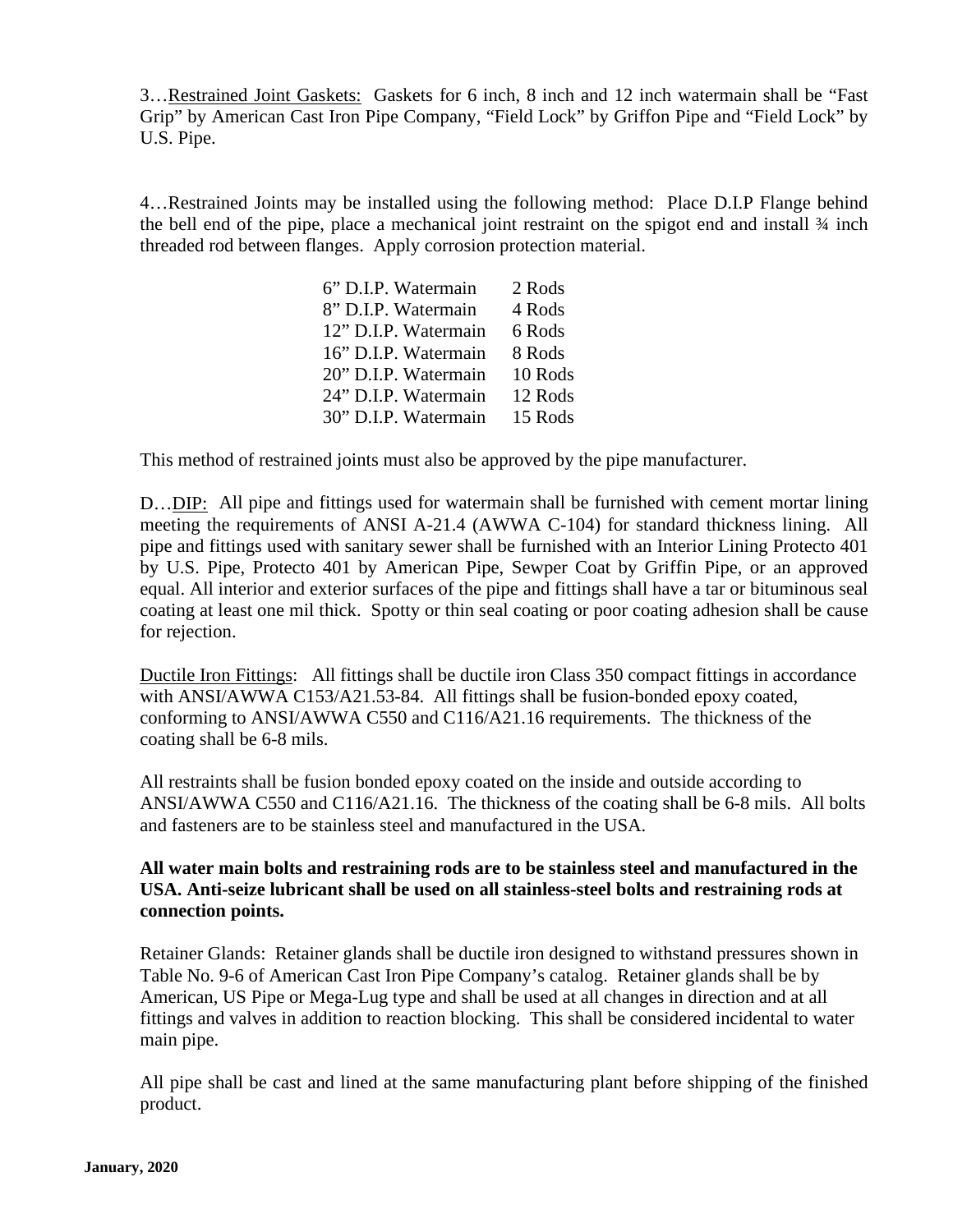3…<u>Restrained Joint Gaskets:</u> Gaskets for 6 inch, 8 inch and 12 inch watermain shall be "Fast Grip" by American Cast Iron Pipe Company, "Field Lock" by Griffon Pipe and "Field Lock" by U.S. Pipe.

4…Restrained Joints may be installed using the following method: Place D.I.P Flange behind the bell end of the pipe, place a mechanical joint restraint on the spigot end and install ¾ inch threaded rod between flanges. Apply corrosion protection material.

| | |
|---|---|
| 6" D.I.P. Watermain | 2 Rods |
| 8" D.I.P. Watermain | 4 Rods |
| 12" D.I.P. Watermain | 6 Rods |
| 16" D.I.P. Watermain | 8 Rods |
| 20" D.I.P. Watermain | 10 Rods |
| 24" D.I.P. Watermain | 12 Rods |
| 30" D.I.P. Watermain | 15 Rods |

This method of restrained joints must also be approved by the pipe manufacturer.

D…<u>DIP:</u> All pipe and fittings used for watermain shall be furnished with cement mortar lining meeting the requirements of ANSI A-21.4 (AWWA C-104) for standard thickness lining. All pipe and fittings used with sanitary sewer shall be furnished with an Interior Lining Protecto 401 by U.S. Pipe, Protecto 401 by American Pipe, Sewper Coat by Griffin Pipe, or an approved equal. All interior and exterior surfaces of the pipe and fittings shall have a tar or bituminous seal coating at least one mil thick. Spotty or thin seal coating or poor coating adhesion shall be cause for rejection.

<u>Ductile Iron Fittings</u>: All fittings shall be ductile iron Class 350 compact fittings in accordance with ANSI/AWWA C153/A21.53-84. All fittings shall be fusion-bonded epoxy coated, conforming to ANSI/AWWA C550 and C116/A21.16 requirements. The thickness of the coating shall be 6-8 mils.

All restraints shall be fusion bonded epoxy coated on the inside and outside according to ANSI/AWWA C550 and C116/A21.16. The thickness of the coating shall be 6-8 mils. All bolts and fasteners are to be stainless steel and manufactured in the USA.

**All water main bolts and restraining rods are to be stainless steel and manufactured in the USA. Anti-seize lubricant shall be used on all stainless-steel bolts and restraining rods at connection points.**

Retainer Glands: Retainer glands shall be ductile iron designed to withstand pressures shown in Table No. 9-6 of American Cast Iron Pipe Company's catalog. Retainer glands shall be by American, US Pipe or Mega-Lug type and shall be used at all changes in direction and at all fittings and valves in addition to reaction blocking. This shall be considered incidental to water main pipe.

All pipe shall be cast and lined at the same manufacturing plant before shipping of the finished product.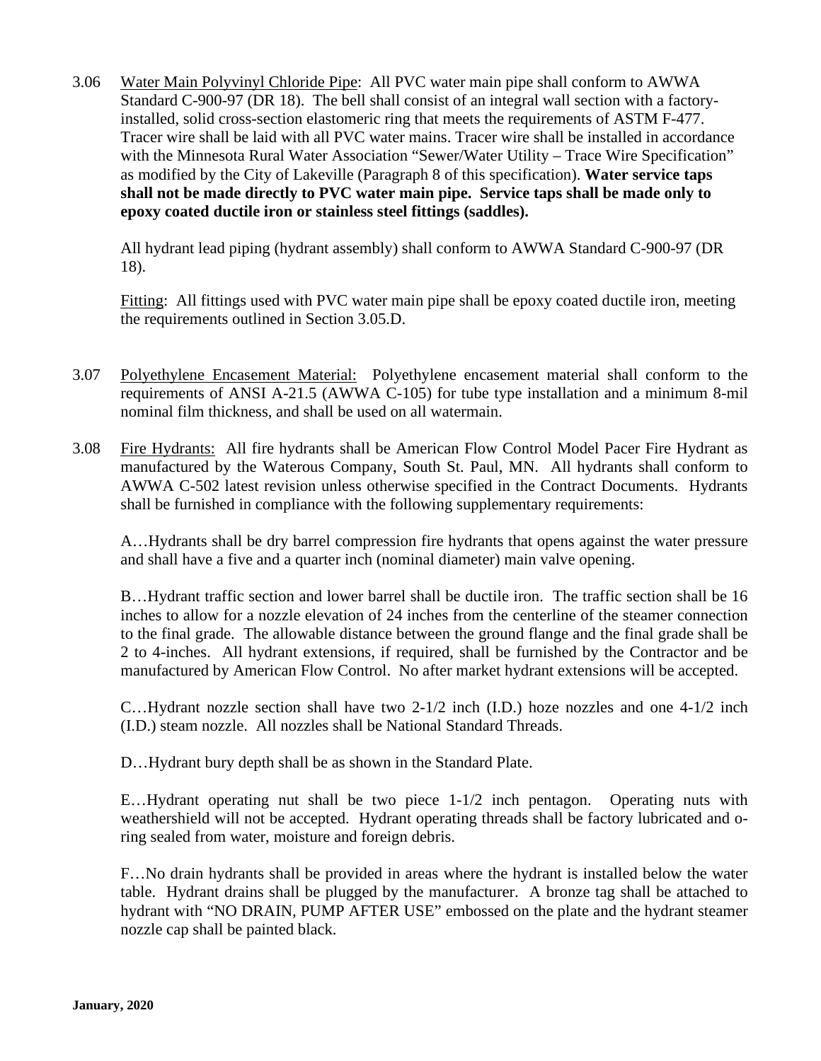3.06 Water Main Polyvinyl Chloride Pipe: All PVC water main pipe shall conform to AWWA Standard C-900-97 (DR 18). The bell shall consist of an integral wall section with a factory-installed, solid cross-section elastomeric ring that meets the requirements of ASTM F-477. Tracer wire shall be laid with all PVC water mains. Tracer wire shall be installed in accordance with the Minnesota Rural Water Association "Sewer/Water Utility – Trace Wire Specification" as modified by the City of Lakeville (Paragraph 8 of this specification). **Water service taps shall not be made directly to PVC water main pipe. Service taps shall be made only to epoxy coated ductile iron or stainless steel fittings (saddles).**

All hydrant lead piping (hydrant assembly) shall conform to AWWA Standard C-900-97 (DR 18).

Fitting: All fittings used with PVC water main pipe shall be epoxy coated ductile iron, meeting the requirements outlined in Section 3.05.D.

3.07 Polyethylene Encasement Material: Polyethylene encasement material shall conform to the requirements of ANSI A-21.5 (AWWA C-105) for tube type installation and a minimum 8-mil nominal film thickness, and shall be used on all watermain.

3.08 Fire Hydrants: All fire hydrants shall be American Flow Control Model Pacer Fire Hydrant as manufactured by the Waterous Company, South St. Paul, MN. All hydrants shall conform to AWWA C-502 latest revision unless otherwise specified in the Contract Documents. Hydrants shall be furnished in compliance with the following supplementary requirements:

A…Hydrants shall be dry barrel compression fire hydrants that opens against the water pressure and shall have a five and a quarter inch (nominal diameter) main valve opening.

B…Hydrant traffic section and lower barrel shall be ductile iron. The traffic section shall be 16 inches to allow for a nozzle elevation of 24 inches from the centerline of the steamer connection to the final grade. The allowable distance between the ground flange and the final grade shall be 2 to 4-inches. All hydrant extensions, if required, shall be furnished by the Contractor and be manufactured by American Flow Control. No after market hydrant extensions will be accepted.

C…Hydrant nozzle section shall have two 2-1/2 inch (I.D.) hoze nozzles and one 4-1/2 inch (I.D.) steam nozzle. All nozzles shall be National Standard Threads.

D…Hydrant bury depth shall be as shown in the Standard Plate.

E…Hydrant operating nut shall be two piece 1-1/2 inch pentagon. Operating nuts with weathershield will not be accepted. Hydrant operating threads shall be factory lubricated and o-ring sealed from water, moisture and foreign debris.

F…No drain hydrants shall be provided in areas where the hydrant is installed below the water table. Hydrant drains shall be plugged by the manufacturer. A bronze tag shall be attached to hydrant with "NO DRAIN, PUMP AFTER USE" embossed on the plate and the hydrant steamer nozzle cap shall be painted black.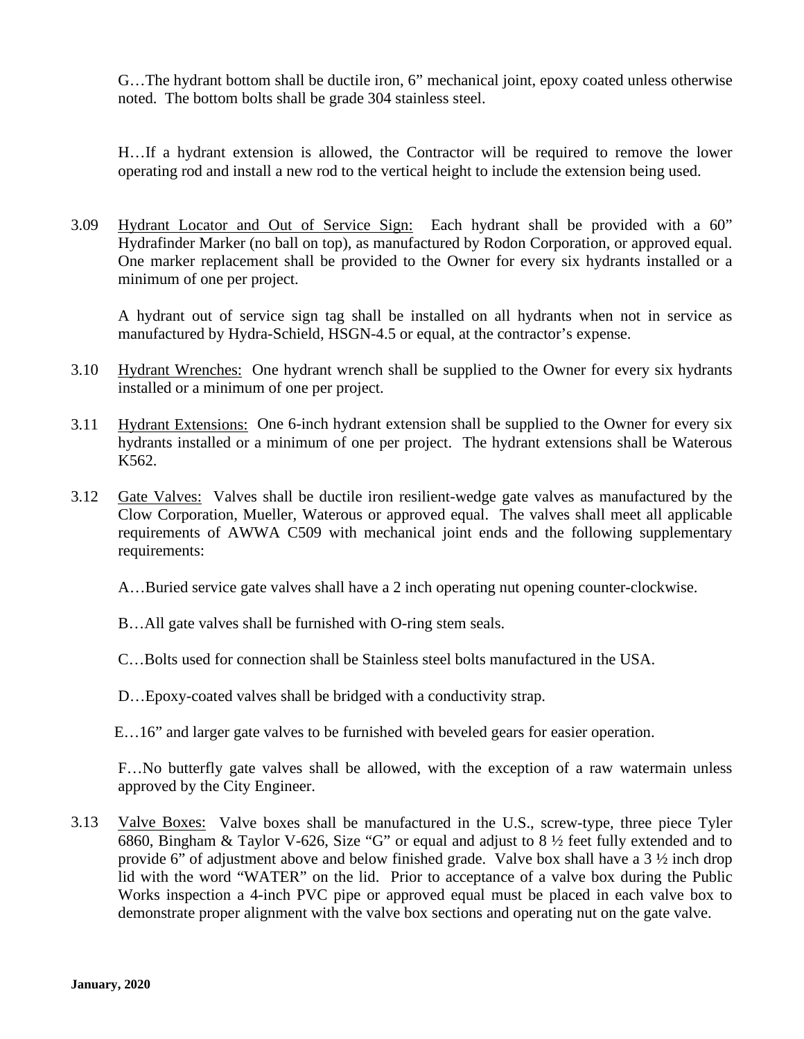G…The hydrant bottom shall be ductile iron, 6" mechanical joint, epoxy coated unless otherwise noted. The bottom bolts shall be grade 304 stainless steel.

H…If a hydrant extension is allowed, the Contractor will be required to remove the lower operating rod and install a new rod to the vertical height to include the extension being used.

3.09 <u>Hydrant Locator and Out of Service Sign:</u> Each hydrant shall be provided with a 60" Hydrafinder Marker (no ball on top), as manufactured by Rodon Corporation, or approved equal. One marker replacement shall be provided to the Owner for every six hydrants installed or a minimum of one per project.

A hydrant out of service sign tag shall be installed on all hydrants when not in service as manufactured by Hydra-Schield, HSGN-4.5 or equal, at the contractor's expense.

3.10 <u>Hydrant Wrenches:</u> One hydrant wrench shall be supplied to the Owner for every six hydrants installed or a minimum of one per project.

3.11 <u>Hydrant Extensions:</u> One 6-inch hydrant extension shall be supplied to the Owner for every six hydrants installed or a minimum of one per project. The hydrant extensions shall be Waterous K562.

3.12 <u>Gate Valves:</u> Valves shall be ductile iron resilient-wedge gate valves as manufactured by the Clow Corporation, Mueller, Waterous or approved equal. The valves shall meet all applicable requirements of AWWA C509 with mechanical joint ends and the following supplementary requirements:

A…Buried service gate valves shall have a 2 inch operating nut opening counter-clockwise.

B…All gate valves shall be furnished with O-ring stem seals.

C…Bolts used for connection shall be Stainless steel bolts manufactured in the USA.

D…Epoxy-coated valves shall be bridged with a conductivity strap.

E…16" and larger gate valves to be furnished with beveled gears for easier operation.

F…No butterfly gate valves shall be allowed, with the exception of a raw watermain unless approved by the City Engineer.

3.13 <u>Valve Boxes:</u> Valve boxes shall be manufactured in the U.S., screw-type, three piece Tyler 6860, Bingham & Taylor V-626, Size "G" or equal and adjust to 8 ½ feet fully extended and to provide 6" of adjustment above and below finished grade. Valve box shall have a 3 ½ inch drop lid with the word "WATER" on the lid. Prior to acceptance of a valve box during the Public Works inspection a 4-inch PVC pipe or approved equal must be placed in each valve box to demonstrate proper alignment with the valve box sections and operating nut on the gate valve.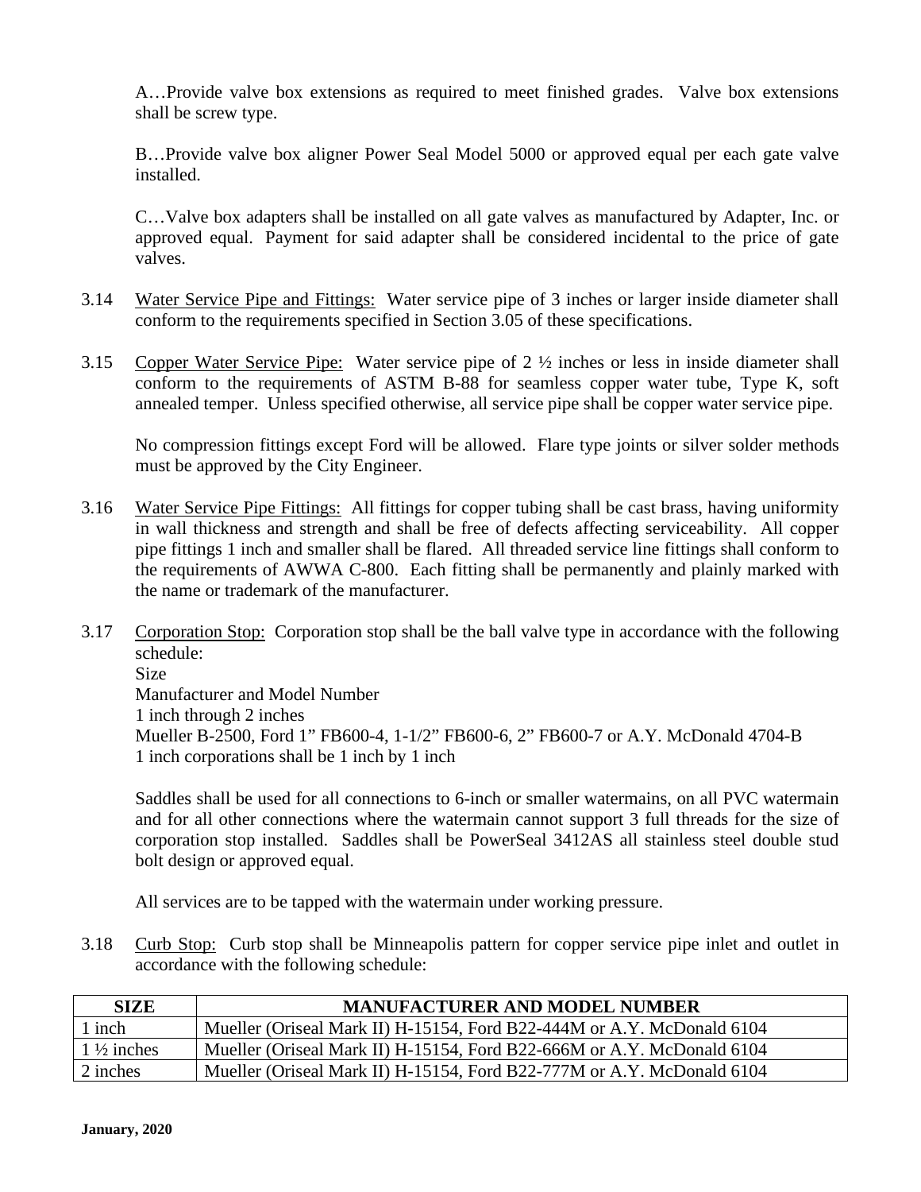A…Provide valve box extensions as required to meet finished grades. Valve box extensions shall be screw type.

B…Provide valve box aligner Power Seal Model 5000 or approved equal per each gate valve installed.

C…Valve box adapters shall be installed on all gate valves as manufactured by Adapter, Inc. or approved equal. Payment for said adapter shall be considered incidental to the price of gate valves.

3.14 Water Service Pipe and Fittings: Water service pipe of 3 inches or larger inside diameter shall conform to the requirements specified in Section 3.05 of these specifications.

3.15 Copper Water Service Pipe: Water service pipe of 2 ½ inches or less in inside diameter shall conform to the requirements of ASTM B-88 for seamless copper water tube, Type K, soft annealed temper. Unless specified otherwise, all service pipe shall be copper water service pipe.

No compression fittings except Ford will be allowed. Flare type joints or silver solder methods must be approved by the City Engineer.

3.16 Water Service Pipe Fittings: All fittings for copper tubing shall be cast brass, having uniformity in wall thickness and strength and shall be free of defects affecting serviceability. All copper pipe fittings 1 inch and smaller shall be flared. All threaded service line fittings shall conform to the requirements of AWWA C-800. Each fitting shall be permanently and plainly marked with the name or trademark of the manufacturer.

3.17 Corporation Stop: Corporation stop shall be the ball valve type in accordance with the following schedule:
Size
Manufacturer and Model Number
1 inch through 2 inches
Mueller B-2500, Ford 1" FB600-4, 1-1/2" FB600-6, 2" FB600-7 or A.Y. McDonald 4704-B
1 inch corporations shall be 1 inch by 1 inch

Saddles shall be used for all connections to 6-inch or smaller watermains, on all PVC watermain and for all other connections where the watermain cannot support 3 full threads for the size of corporation stop installed. Saddles shall be PowerSeal 3412AS all stainless steel double stud bolt design or approved equal.

All services are to be tapped with the watermain under working pressure.

3.18 Curb Stop: Curb stop shall be Minneapolis pattern for copper service pipe inlet and outlet in accordance with the following schedule:

| SIZE | MANUFACTURER AND MODEL NUMBER |
|---|---|
| 1 inch | Mueller (Oriseal Mark II) H-15154, Ford B22-444M or A.Y. McDonald 6104 |
| 1 ½ inches | Mueller (Oriseal Mark II) H-15154, Ford B22-666M or A.Y. McDonald 6104 |
| 2 inches | Mueller (Oriseal Mark II) H-15154, Ford B22-777M or A.Y. McDonald 6104 |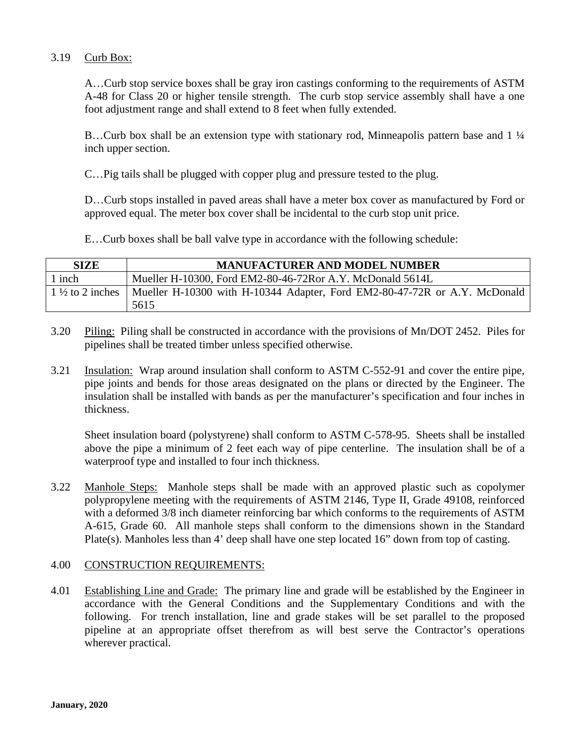3.19 Curb Box:

A…Curb stop service boxes shall be gray iron castings conforming to the requirements of ASTM A-48 for Class 20 or higher tensile strength. The curb stop service assembly shall have a one foot adjustment range and shall extend to 8 feet when fully extended.

B…Curb box shall be an extension type with stationary rod, Minneapolis pattern base and 1 ¼ inch upper section.

C…Pig tails shall be plugged with copper plug and pressure tested to the plug.

D…Curb stops installed in paved areas shall have a meter box cover as manufactured by Ford or approved equal. The meter box cover shall be incidental to the curb stop unit price.

E…Curb boxes shall be ball valve type in accordance with the following schedule:

| SIZE | MANUFACTURER AND MODEL NUMBER |
|---|---|
| 1 inch | Mueller H-10300, Ford EM2-80-46-72Ror A.Y. McDonald 5614L |
| 1 ½ to 2 inches | Mueller H-10300 with H-10344 Adapter, Ford EM2-80-47-72R or A.Y. McDonald 5615 |

3.20 Piling: Piling shall be constructed in accordance with the provisions of Mn/DOT 2452. Piles for pipelines shall be treated timber unless specified otherwise.

3.21 Insulation: Wrap around insulation shall conform to ASTM C-552-91 and cover the entire pipe, pipe joints and bends for those areas designated on the plans or directed by the Engineer. The insulation shall be installed with bands as per the manufacturer's specification and four inches in thickness.

Sheet insulation board (polystyrene) shall conform to ASTM C-578-95. Sheets shall be installed above the pipe a minimum of 2 feet each way of pipe centerline. The insulation shall be of a waterproof type and installed to four inch thickness.

3.22 Manhole Steps: Manhole steps shall be made with an approved plastic such as copolymer polypropylene meeting with the requirements of ASTM 2146, Type II, Grade 49108, reinforced with a deformed 3/8 inch diameter reinforcing bar which conforms to the requirements of ASTM A-615, Grade 60. All manhole steps shall conform to the dimensions shown in the Standard Plate(s). Manholes less than 4' deep shall have one step located 16" down from top of casting.

## 4.00 CONSTRUCTION REQUIREMENTS:

4.01 Establishing Line and Grade: The primary line and grade will be established by the Engineer in accordance with the General Conditions and the Supplementary Conditions and with the following. For trench installation, line and grade stakes will be set parallel to the proposed pipeline at an appropriate offset therefrom as will best serve the Contractor's operations wherever practical.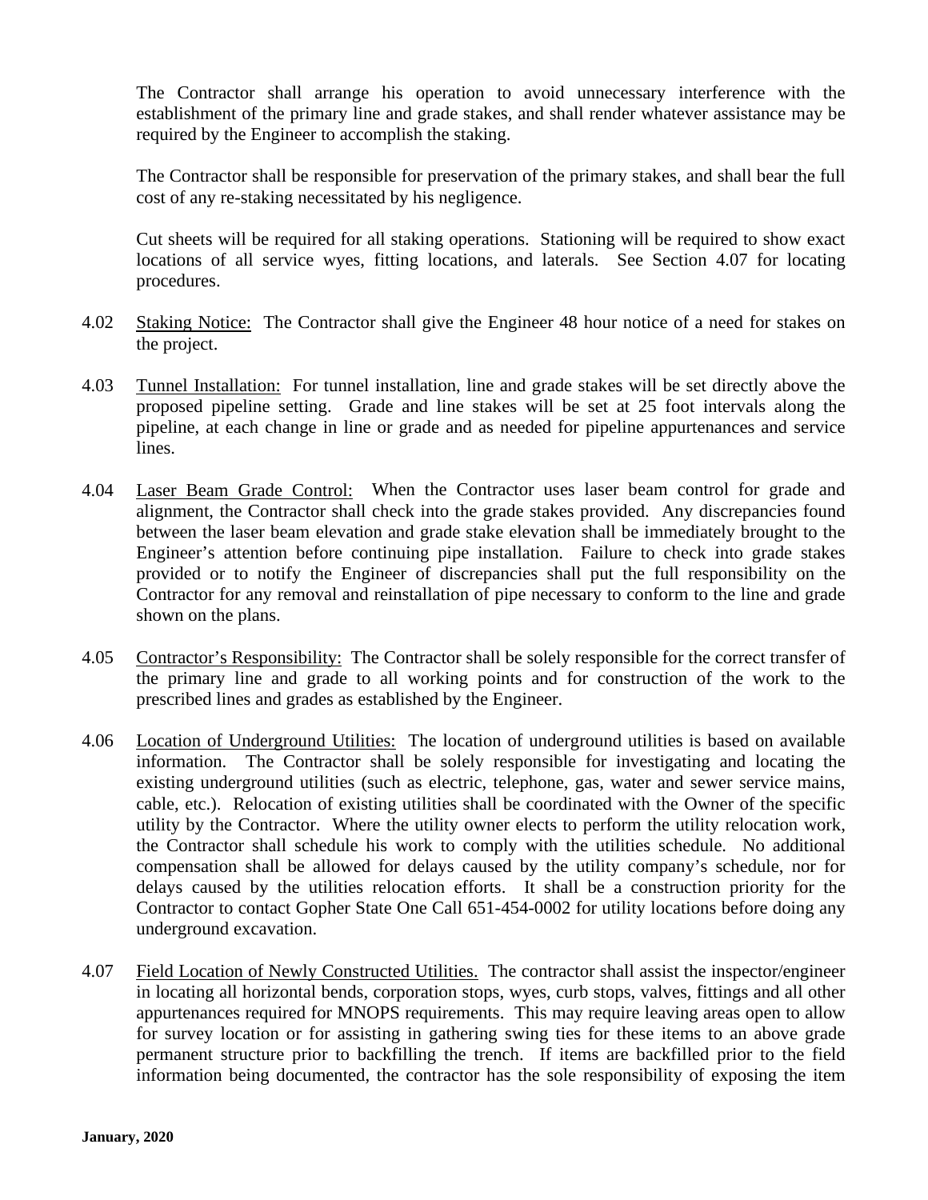The Contractor shall arrange his operation to avoid unnecessary interference with the establishment of the primary line and grade stakes, and shall render whatever assistance may be required by the Engineer to accomplish the staking.

The Contractor shall be responsible for preservation of the primary stakes, and shall bear the full cost of any re-staking necessitated by his negligence.

Cut sheets will be required for all staking operations. Stationing will be required to show exact locations of all service wyes, fitting locations, and laterals. See Section 4.07 for locating procedures.

4.02 Staking Notice: The Contractor shall give the Engineer 48 hour notice of a need for stakes on the project.

4.03 Tunnel Installation: For tunnel installation, line and grade stakes will be set directly above the proposed pipeline setting. Grade and line stakes will be set at 25 foot intervals along the pipeline, at each change in line or grade and as needed for pipeline appurtenances and service lines.

4.04 Laser Beam Grade Control: When the Contractor uses laser beam control for grade and alignment, the Contractor shall check into the grade stakes provided. Any discrepancies found between the laser beam elevation and grade stake elevation shall be immediately brought to the Engineer's attention before continuing pipe installation. Failure to check into grade stakes provided or to notify the Engineer of discrepancies shall put the full responsibility on the Contractor for any removal and reinstallation of pipe necessary to conform to the line and grade shown on the plans.

4.05 Contractor's Responsibility: The Contractor shall be solely responsible for the correct transfer of the primary line and grade to all working points and for construction of the work to the prescribed lines and grades as established by the Engineer.

4.06 Location of Underground Utilities: The location of underground utilities is based on available information. The Contractor shall be solely responsible for investigating and locating the existing underground utilities (such as electric, telephone, gas, water and sewer service mains, cable, etc.). Relocation of existing utilities shall be coordinated with the Owner of the specific utility by the Contractor. Where the utility owner elects to perform the utility relocation work, the Contractor shall schedule his work to comply with the utilities schedule. No additional compensation shall be allowed for delays caused by the utility company's schedule, nor for delays caused by the utilities relocation efforts. It shall be a construction priority for the Contractor to contact Gopher State One Call 651-454-0002 for utility locations before doing any underground excavation.

4.07 Field Location of Newly Constructed Utilities. The contractor shall assist the inspector/engineer in locating all horizontal bends, corporation stops, wyes, curb stops, valves, fittings and all other appurtenances required for MNOPS requirements. This may require leaving areas open to allow for survey location or for assisting in gathering swing ties for these items to an above grade permanent structure prior to backfilling the trench. If items are backfilled prior to the field information being documented, the contractor has the sole responsibility of exposing the item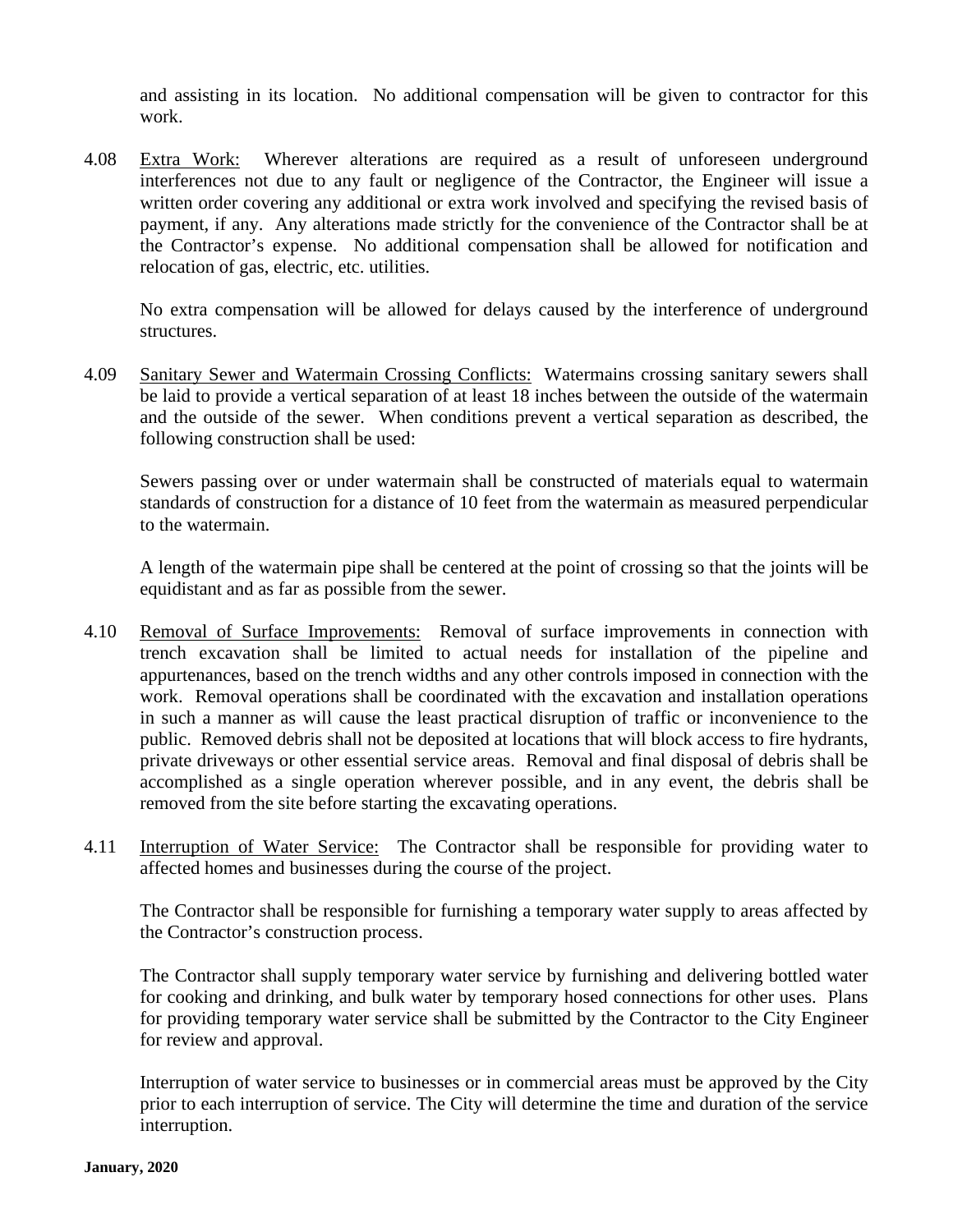and assisting in its location. No additional compensation will be given to contractor for this work.

4.08 Extra Work: Wherever alterations are required as a result of unforeseen underground interferences not due to any fault or negligence of the Contractor, the Engineer will issue a written order covering any additional or extra work involved and specifying the revised basis of payment, if any. Any alterations made strictly for the convenience of the Contractor shall be at the Contractor's expense. No additional compensation shall be allowed for notification and relocation of gas, electric, etc. utilities.

No extra compensation will be allowed for delays caused by the interference of underground structures.

4.09 Sanitary Sewer and Watermain Crossing Conflicts: Watermains crossing sanitary sewers shall be laid to provide a vertical separation of at least 18 inches between the outside of the watermain and the outside of the sewer. When conditions prevent a vertical separation as described, the following construction shall be used:

Sewers passing over or under watermain shall be constructed of materials equal to watermain standards of construction for a distance of 10 feet from the watermain as measured perpendicular to the watermain.

A length of the watermain pipe shall be centered at the point of crossing so that the joints will be equidistant and as far as possible from the sewer.

4.10 Removal of Surface Improvements: Removal of surface improvements in connection with trench excavation shall be limited to actual needs for installation of the pipeline and appurtenances, based on the trench widths and any other controls imposed in connection with the work. Removal operations shall be coordinated with the excavation and installation operations in such a manner as will cause the least practical disruption of traffic or inconvenience to the public. Removed debris shall not be deposited at locations that will block access to fire hydrants, private driveways or other essential service areas. Removal and final disposal of debris shall be accomplished as a single operation wherever possible, and in any event, the debris shall be removed from the site before starting the excavating operations.

4.11 Interruption of Water Service: The Contractor shall be responsible for providing water to affected homes and businesses during the course of the project.

The Contractor shall be responsible for furnishing a temporary water supply to areas affected by the Contractor's construction process.

The Contractor shall supply temporary water service by furnishing and delivering bottled water for cooking and drinking, and bulk water by temporary hosed connections for other uses. Plans for providing temporary water service shall be submitted by the Contractor to the City Engineer for review and approval.

Interruption of water service to businesses or in commercial areas must be approved by the City prior to each interruption of service. The City will determine the time and duration of the service interruption.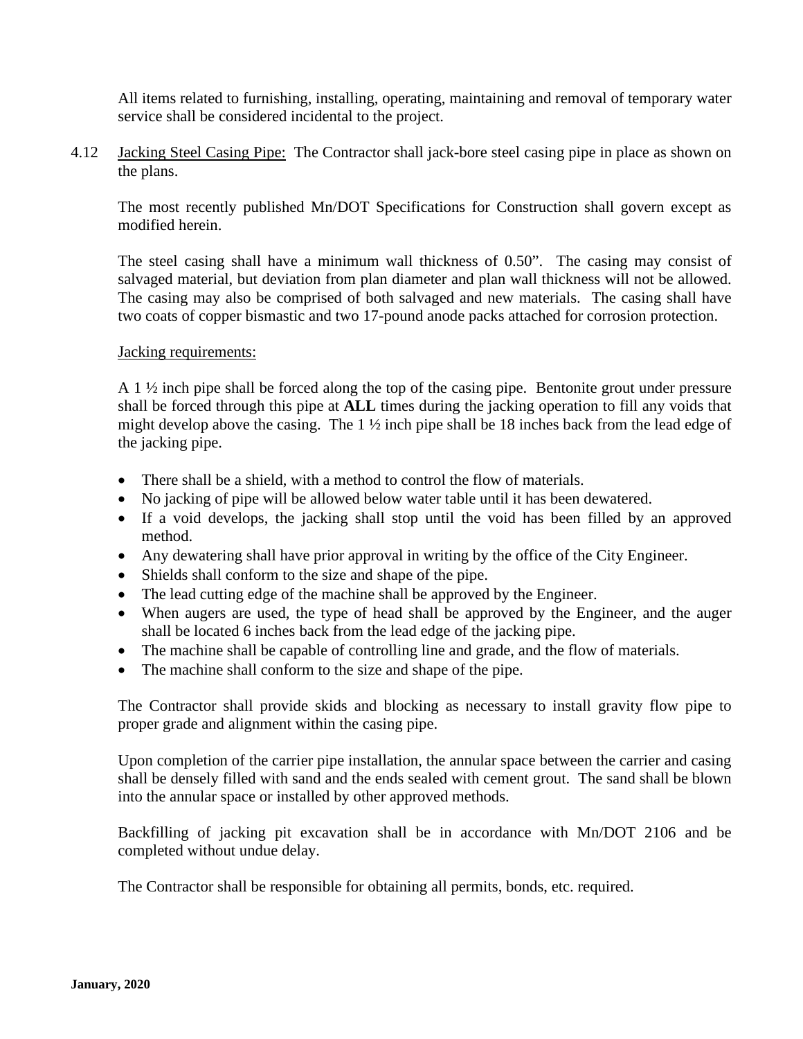All items related to furnishing, installing, operating, maintaining and removal of temporary water service shall be considered incidental to the project.

4.12 Jacking Steel Casing Pipe: The Contractor shall jack-bore steel casing pipe in place as shown on the plans.

The most recently published Mn/DOT Specifications for Construction shall govern except as modified herein.

The steel casing shall have a minimum wall thickness of 0.50". The casing may consist of salvaged material, but deviation from plan diameter and plan wall thickness will not be allowed. The casing may also be comprised of both salvaged and new materials. The casing shall have two coats of copper bismastic and two 17-pound anode packs attached for corrosion protection.

Jacking requirements:

A 1 ½ inch pipe shall be forced along the top of the casing pipe. Bentonite grout under pressure shall be forced through this pipe at **ALL** times during the jacking operation to fill any voids that might develop above the casing. The 1 ½ inch pipe shall be 18 inches back from the lead edge of the jacking pipe.

- There shall be a shield, with a method to control the flow of materials.
- No jacking of pipe will be allowed below water table until it has been dewatered.
- If a void develops, the jacking shall stop until the void has been filled by an approved method.
- Any dewatering shall have prior approval in writing by the office of the City Engineer.
- Shields shall conform to the size and shape of the pipe.
- The lead cutting edge of the machine shall be approved by the Engineer.
- When augers are used, the type of head shall be approved by the Engineer, and the auger shall be located 6 inches back from the lead edge of the jacking pipe.
- The machine shall be capable of controlling line and grade, and the flow of materials.
- The machine shall conform to the size and shape of the pipe.

The Contractor shall provide skids and blocking as necessary to install gravity flow pipe to proper grade and alignment within the casing pipe.

Upon completion of the carrier pipe installation, the annular space between the carrier and casing shall be densely filled with sand and the ends sealed with cement grout. The sand shall be blown into the annular space or installed by other approved methods.

Backfilling of jacking pit excavation shall be in accordance with Mn/DOT 2106 and be completed without undue delay.

The Contractor shall be responsible for obtaining all permits, bonds, etc. required.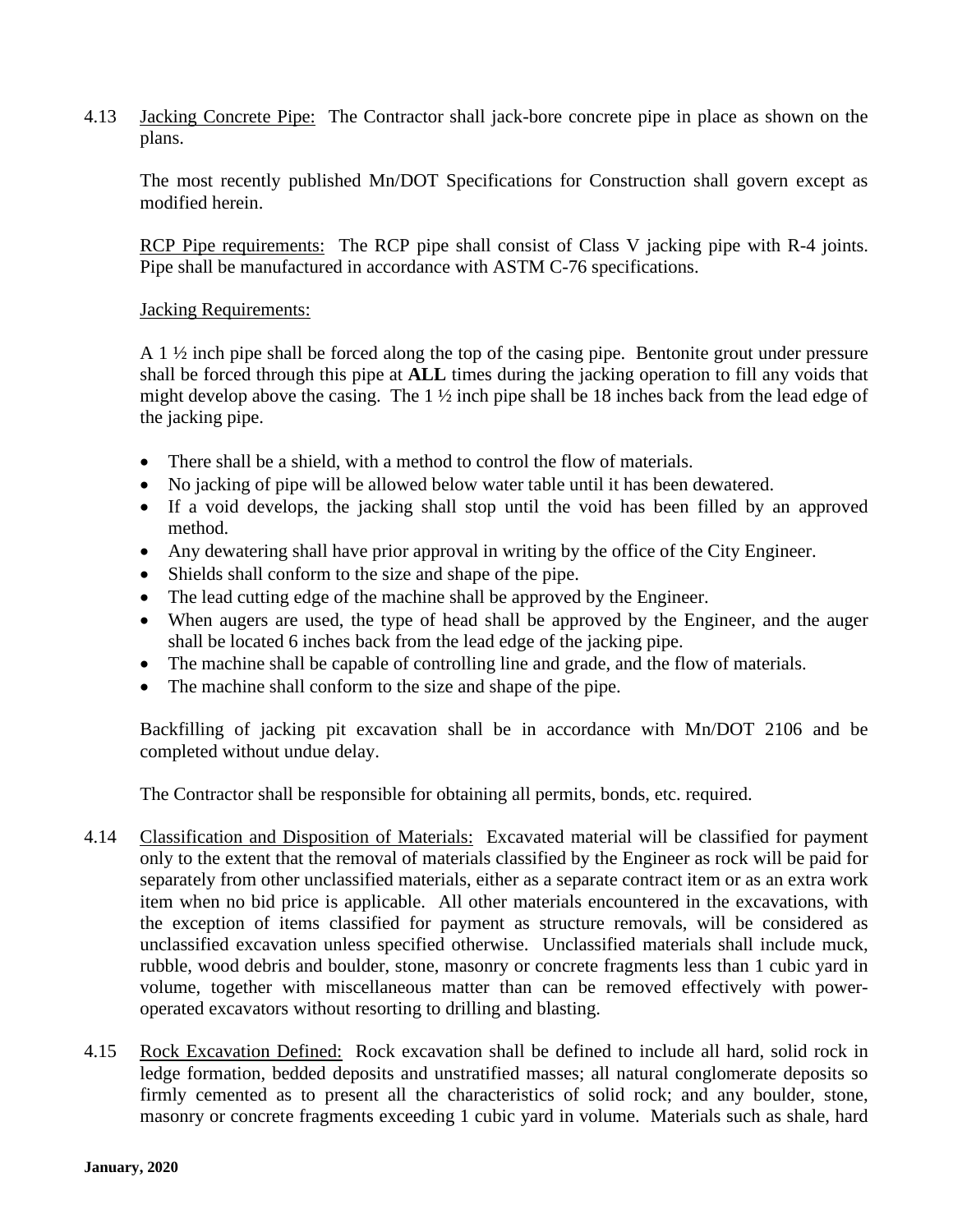4.13 Jacking Concrete Pipe: The Contractor shall jack-bore concrete pipe in place as shown on the plans.

The most recently published Mn/DOT Specifications for Construction shall govern except as modified herein.

RCP Pipe requirements: The RCP pipe shall consist of Class V jacking pipe with R-4 joints. Pipe shall be manufactured in accordance with ASTM C-76 specifications.

Jacking Requirements:

A 1 ½ inch pipe shall be forced along the top of the casing pipe. Bentonite grout under pressure shall be forced through this pipe at **ALL** times during the jacking operation to fill any voids that might develop above the casing. The 1 ½ inch pipe shall be 18 inches back from the lead edge of the jacking pipe.

- There shall be a shield, with a method to control the flow of materials.
- No jacking of pipe will be allowed below water table until it has been dewatered.
- If a void develops, the jacking shall stop until the void has been filled by an approved method.
- Any dewatering shall have prior approval in writing by the office of the City Engineer.
- Shields shall conform to the size and shape of the pipe.
- The lead cutting edge of the machine shall be approved by the Engineer.
- When augers are used, the type of head shall be approved by the Engineer, and the auger shall be located 6 inches back from the lead edge of the jacking pipe.
- The machine shall be capable of controlling line and grade, and the flow of materials.
- The machine shall conform to the size and shape of the pipe.

Backfilling of jacking pit excavation shall be in accordance with Mn/DOT 2106 and be completed without undue delay.

The Contractor shall be responsible for obtaining all permits, bonds, etc. required.

4.14 Classification and Disposition of Materials: Excavated material will be classified for payment only to the extent that the removal of materials classified by the Engineer as rock will be paid for separately from other unclassified materials, either as a separate contract item or as an extra work item when no bid price is applicable. All other materials encountered in the excavations, with the exception of items classified for payment as structure removals, will be considered as unclassified excavation unless specified otherwise. Unclassified materials shall include muck, rubble, wood debris and boulder, stone, masonry or concrete fragments less than 1 cubic yard in volume, together with miscellaneous matter than can be removed effectively with power-operated excavators without resorting to drilling and blasting.

4.15 Rock Excavation Defined: Rock excavation shall be defined to include all hard, solid rock in ledge formation, bedded deposits and unstratified masses; all natural conglomerate deposits so firmly cemented as to present all the characteristics of solid rock; and any boulder, stone, masonry or concrete fragments exceeding 1 cubic yard in volume. Materials such as shale, hard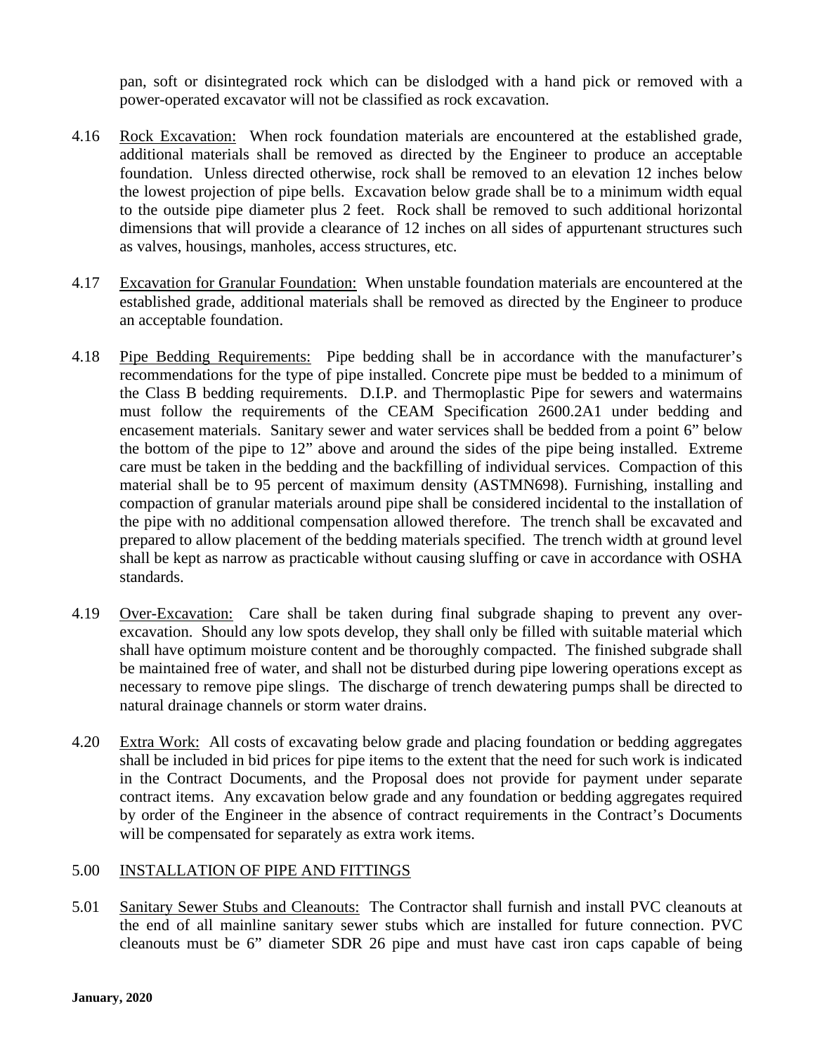pan, soft or disintegrated rock which can be dislodged with a hand pick or removed with a power-operated excavator will not be classified as rock excavation.

4.16 Rock Excavation: When rock foundation materials are encountered at the established grade, additional materials shall be removed as directed by the Engineer to produce an acceptable foundation. Unless directed otherwise, rock shall be removed to an elevation 12 inches below the lowest projection of pipe bells. Excavation below grade shall be to a minimum width equal to the outside pipe diameter plus 2 feet. Rock shall be removed to such additional horizontal dimensions that will provide a clearance of 12 inches on all sides of appurtenant structures such as valves, housings, manholes, access structures, etc.

4.17 Excavation for Granular Foundation: When unstable foundation materials are encountered at the established grade, additional materials shall be removed as directed by the Engineer to produce an acceptable foundation.

4.18 Pipe Bedding Requirements: Pipe bedding shall be in accordance with the manufacturer's recommendations for the type of pipe installed. Concrete pipe must be bedded to a minimum of the Class B bedding requirements. D.I.P. and Thermoplastic Pipe for sewers and watermains must follow the requirements of the CEAM Specification 2600.2A1 under bedding and encasement materials. Sanitary sewer and water services shall be bedded from a point 6" below the bottom of the pipe to 12" above and around the sides of the pipe being installed. Extreme care must be taken in the bedding and the backfilling of individual services. Compaction of this material shall be to 95 percent of maximum density (ASTMN698). Furnishing, installing and compaction of granular materials around pipe shall be considered incidental to the installation of the pipe with no additional compensation allowed therefore. The trench shall be excavated and prepared to allow placement of the bedding materials specified. The trench width at ground level shall be kept as narrow as practicable without causing sluffing or cave in accordance with OSHA standards.

4.19 Over-Excavation: Care shall be taken during final subgrade shaping to prevent any over-excavation. Should any low spots develop, they shall only be filled with suitable material which shall have optimum moisture content and be thoroughly compacted. The finished subgrade shall be maintained free of water, and shall not be disturbed during pipe lowering operations except as necessary to remove pipe slings. The discharge of trench dewatering pumps shall be directed to natural drainage channels or storm water drains.

4.20 Extra Work: All costs of excavating below grade and placing foundation or bedding aggregates shall be included in bid prices for pipe items to the extent that the need for such work is indicated in the Contract Documents, and the Proposal does not provide for payment under separate contract items. Any excavation below grade and any foundation or bedding aggregates required by order of the Engineer in the absence of contract requirements in the Contract's Documents will be compensated for separately as extra work items.

## 5.00 INSTALLATION OF PIPE AND FITTINGS

5.01 Sanitary Sewer Stubs and Cleanouts: The Contractor shall furnish and install PVC cleanouts at the end of all mainline sanitary sewer stubs which are installed for future connection. PVC cleanouts must be 6" diameter SDR 26 pipe and must have cast iron caps capable of being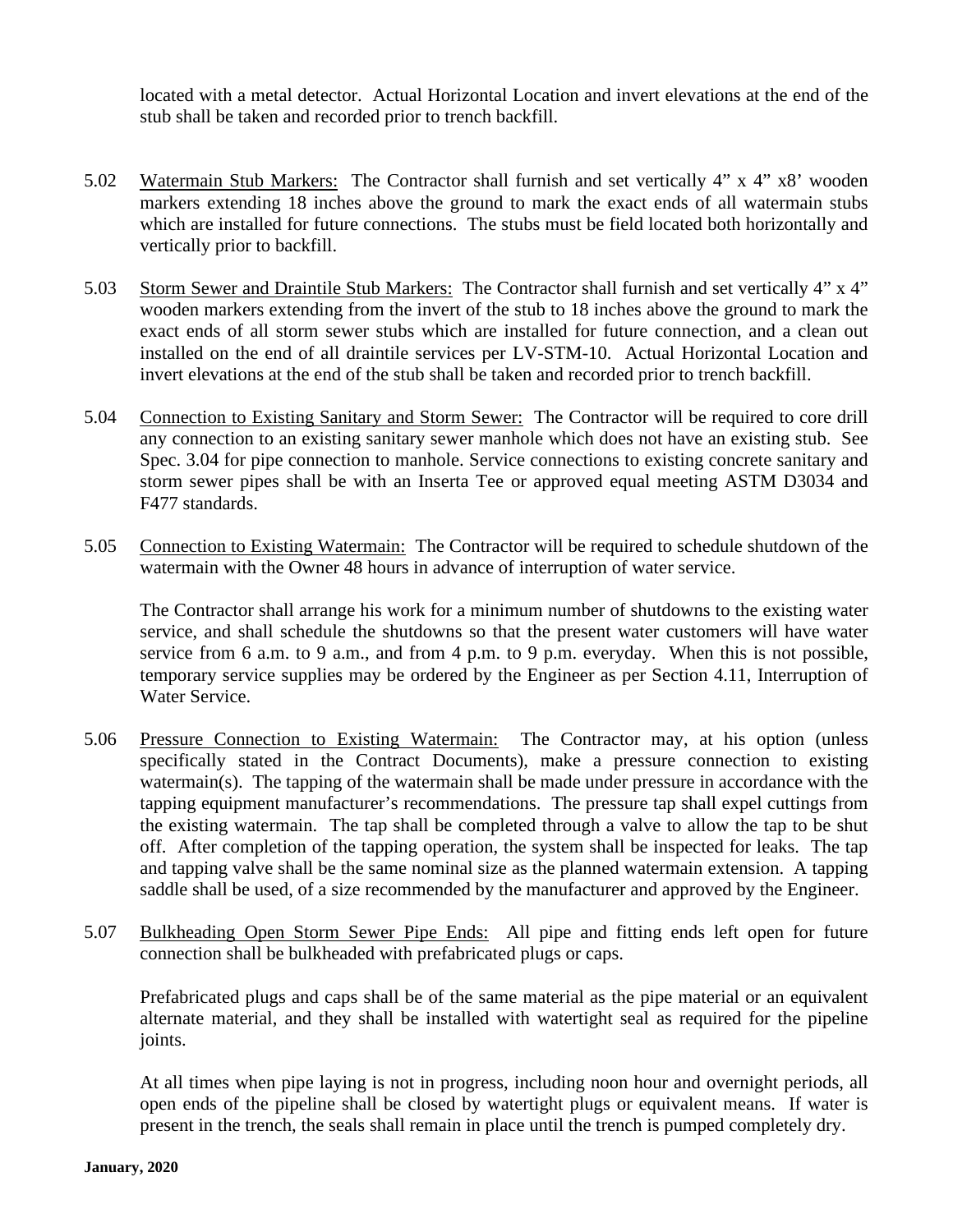located with a metal detector. Actual Horizontal Location and invert elevations at the end of the stub shall be taken and recorded prior to trench backfill.

5.02 Watermain Stub Markers: The Contractor shall furnish and set vertically 4" x 4" x8' wooden markers extending 18 inches above the ground to mark the exact ends of all watermain stubs which are installed for future connections. The stubs must be field located both horizontally and vertically prior to backfill.

5.03 Storm Sewer and Draintile Stub Markers: The Contractor shall furnish and set vertically 4" x 4" wooden markers extending from the invert of the stub to 18 inches above the ground to mark the exact ends of all storm sewer stubs which are installed for future connection, and a clean out installed on the end of all draintile services per LV-STM-10. Actual Horizontal Location and invert elevations at the end of the stub shall be taken and recorded prior to trench backfill.

5.04 Connection to Existing Sanitary and Storm Sewer: The Contractor will be required to core drill any connection to an existing sanitary sewer manhole which does not have an existing stub. See Spec. 3.04 for pipe connection to manhole. Service connections to existing concrete sanitary and storm sewer pipes shall be with an Inserta Tee or approved equal meeting ASTM D3034 and F477 standards.

5.05 Connection to Existing Watermain: The Contractor will be required to schedule shutdown of the watermain with the Owner 48 hours in advance of interruption of water service.

The Contractor shall arrange his work for a minimum number of shutdowns to the existing water service, and shall schedule the shutdowns so that the present water customers will have water service from 6 a.m. to 9 a.m., and from 4 p.m. to 9 p.m. everyday. When this is not possible, temporary service supplies may be ordered by the Engineer as per Section 4.11, Interruption of Water Service.

5.06 Pressure Connection to Existing Watermain: The Contractor may, at his option (unless specifically stated in the Contract Documents), make a pressure connection to existing watermain(s). The tapping of the watermain shall be made under pressure in accordance with the tapping equipment manufacturer's recommendations. The pressure tap shall expel cuttings from the existing watermain. The tap shall be completed through a valve to allow the tap to be shut off. After completion of the tapping operation, the system shall be inspected for leaks. The tap and tapping valve shall be the same nominal size as the planned watermain extension. A tapping saddle shall be used, of a size recommended by the manufacturer and approved by the Engineer.

5.07 Bulkheading Open Storm Sewer Pipe Ends: All pipe and fitting ends left open for future connection shall be bulkheaded with prefabricated plugs or caps.

Prefabricated plugs and caps shall be of the same material as the pipe material or an equivalent alternate material, and they shall be installed with watertight seal as required for the pipeline joints.

At all times when pipe laying is not in progress, including noon hour and overnight periods, all open ends of the pipeline shall be closed by watertight plugs or equivalent means. If water is present in the trench, the seals shall remain in place until the trench is pumped completely dry.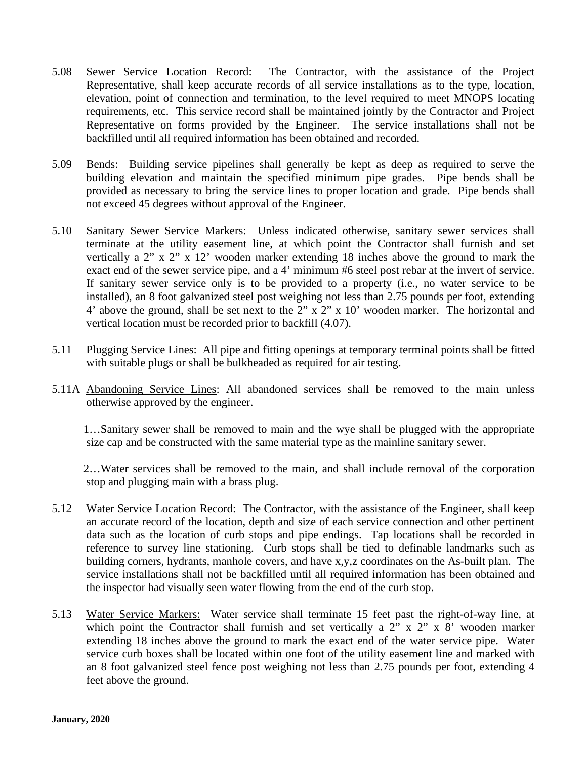5.08 Sewer Service Location Record: The Contractor, with the assistance of the Project Representative, shall keep accurate records of all service installations as to the type, location, elevation, point of connection and termination, to the level required to meet MNOPS locating requirements, etc. This service record shall be maintained jointly by the Contractor and Project Representative on forms provided by the Engineer. The service installations shall not be backfilled until all required information has been obtained and recorded.

5.09 Bends: Building service pipelines shall generally be kept as deep as required to serve the building elevation and maintain the specified minimum pipe grades. Pipe bends shall be provided as necessary to bring the service lines to proper location and grade. Pipe bends shall not exceed 45 degrees without approval of the Engineer.

5.10 Sanitary Sewer Service Markers: Unless indicated otherwise, sanitary sewer services shall terminate at the utility easement line, at which point the Contractor shall furnish and set vertically a 2" x 2" x 12' wooden marker extending 18 inches above the ground to mark the exact end of the sewer service pipe, and a 4' minimum #6 steel post rebar at the invert of service. If sanitary sewer service only is to be provided to a property (i.e., no water service to be installed), an 8 foot galvanized steel post weighing not less than 2.75 pounds per foot, extending 4' above the ground, shall be set next to the 2" x 2" x 10' wooden marker. The horizontal and vertical location must be recorded prior to backfill (4.07).

5.11 Plugging Service Lines: All pipe and fitting openings at temporary terminal points shall be fitted with suitable plugs or shall be bulkheaded as required for air testing.

5.11A Abandoning Service Lines: All abandoned services shall be removed to the main unless otherwise approved by the engineer.

1…Sanitary sewer shall be removed to main and the wye shall be plugged with the appropriate size cap and be constructed with the same material type as the mainline sanitary sewer.

2…Water services shall be removed to the main, and shall include removal of the corporation stop and plugging main with a brass plug.

5.12 Water Service Location Record: The Contractor, with the assistance of the Engineer, shall keep an accurate record of the location, depth and size of each service connection and other pertinent data such as the location of curb stops and pipe endings. Tap locations shall be recorded in reference to survey line stationing. Curb stops shall be tied to definable landmarks such as building corners, hydrants, manhole covers, and have x,y,z coordinates on the As-built plan. The service installations shall not be backfilled until all required information has been obtained and the inspector had visually seen water flowing from the end of the curb stop.

5.13 Water Service Markers: Water service shall terminate 15 feet past the right-of-way line, at which point the Contractor shall furnish and set vertically a 2" x 2" x 8' wooden marker extending 18 inches above the ground to mark the exact end of the water service pipe. Water service curb boxes shall be located within one foot of the utility easement line and marked with an 8 foot galvanized steel fence post weighing not less than 2.75 pounds per foot, extending 4 feet above the ground.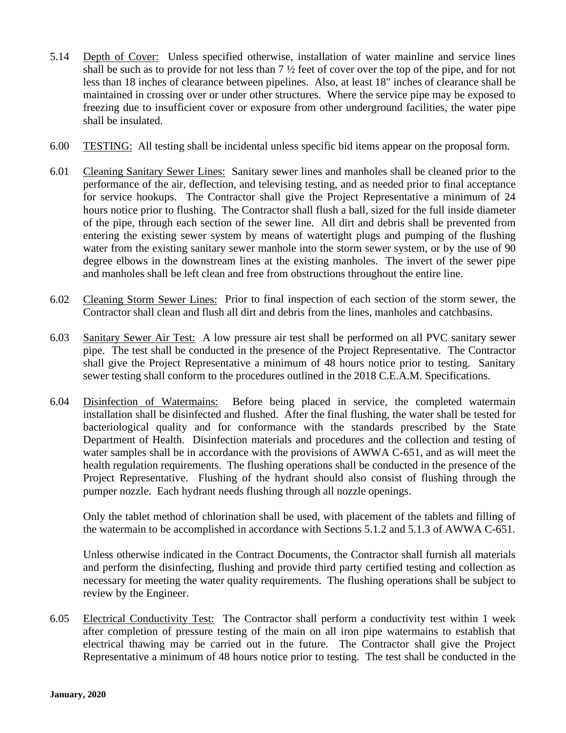5.14 Depth of Cover: Unless specified otherwise, installation of water mainline and service lines shall be such as to provide for not less than 7 ½ feet of cover over the top of the pipe, and for not less than 18 inches of clearance between pipelines. Also, at least 18" inches of clearance shall be maintained in crossing over or under other structures. Where the service pipe may be exposed to freezing due to insufficient cover or exposure from other underground facilities, the water pipe shall be insulated.

6.00 TESTING: All testing shall be incidental unless specific bid items appear on the proposal form.

6.01 Cleaning Sanitary Sewer Lines: Sanitary sewer lines and manholes shall be cleaned prior to the performance of the air, deflection, and televising testing, and as needed prior to final acceptance for service hookups. The Contractor shall give the Project Representative a minimum of 24 hours notice prior to flushing. The Contractor shall flush a ball, sized for the full inside diameter of the pipe, through each section of the sewer line. All dirt and debris shall be prevented from entering the existing sewer system by means of watertight plugs and pumping of the flushing water from the existing sanitary sewer manhole into the storm sewer system, or by the use of 90 degree elbows in the downstream lines at the existing manholes. The invert of the sewer pipe and manholes shall be left clean and free from obstructions throughout the entire line.

6.02 Cleaning Storm Sewer Lines: Prior to final inspection of each section of the storm sewer, the Contractor shall clean and flush all dirt and debris from the lines, manholes and catchbasins.

6.03 Sanitary Sewer Air Test: A low pressure air test shall be performed on all PVC sanitary sewer pipe. The test shall be conducted in the presence of the Project Representative. The Contractor shall give the Project Representative a minimum of 48 hours notice prior to testing. Sanitary sewer testing shall conform to the procedures outlined in the 2018 C.E.A.M. Specifications.

6.04 Disinfection of Watermains: Before being placed in service, the completed watermain installation shall be disinfected and flushed. After the final flushing, the water shall be tested for bacteriological quality and for conformance with the standards prescribed by the State Department of Health. Disinfection materials and procedures and the collection and testing of water samples shall be in accordance with the provisions of AWWA C-651, and as will meet the health regulation requirements. The flushing operations shall be conducted in the presence of the Project Representative. Flushing of the hydrant should also consist of flushing through the pumper nozzle. Each hydrant needs flushing through all nozzle openings.

Only the tablet method of chlorination shall be used, with placement of the tablets and filling of the watermain to be accomplished in accordance with Sections 5.1.2 and 5.1.3 of AWWA C-651.

Unless otherwise indicated in the Contract Documents, the Contractor shall furnish all materials and perform the disinfecting, flushing and provide third party certified testing and collection as necessary for meeting the water quality requirements. The flushing operations shall be subject to review by the Engineer.

6.05 Electrical Conductivity Test: The Contractor shall perform a conductivity test within 1 week after completion of pressure testing of the main on all iron pipe watermains to establish that electrical thawing may be carried out in the future. The Contractor shall give the Project Representative a minimum of 48 hours notice prior to testing. The test shall be conducted in the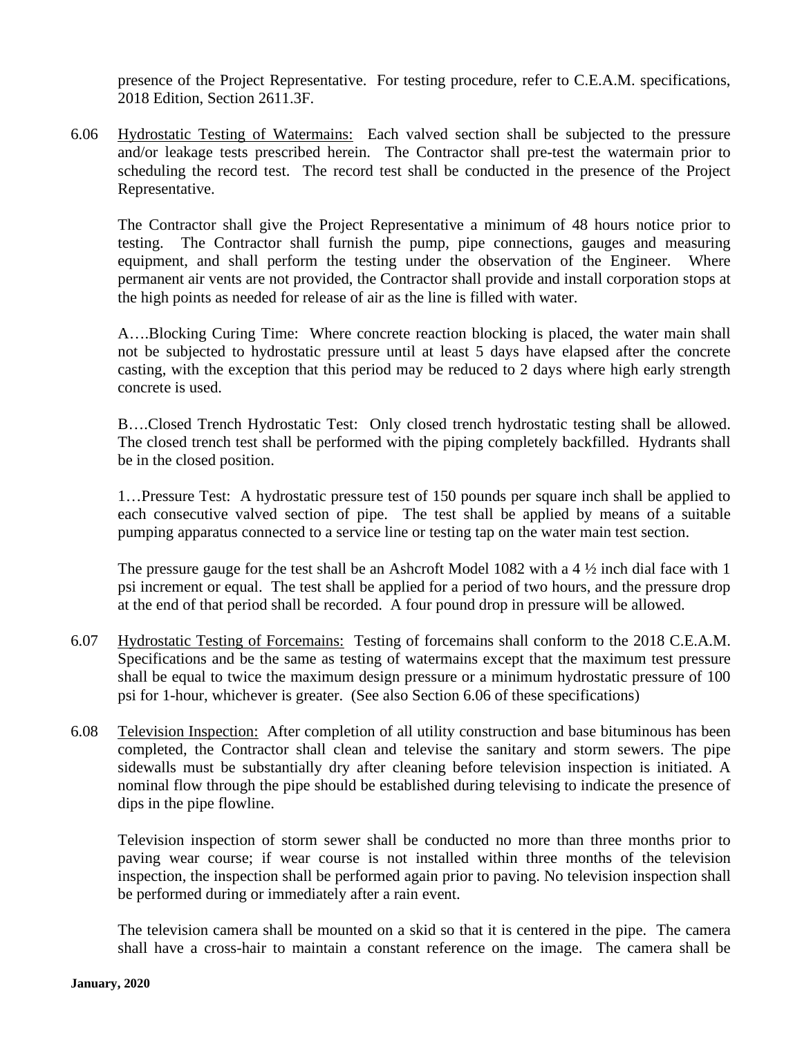presence of the Project Representative. For testing procedure, refer to C.E.A.M. specifications, 2018 Edition, Section 2611.3F.

6.06 Hydrostatic Testing of Watermains: Each valved section shall be subjected to the pressure and/or leakage tests prescribed herein. The Contractor shall pre-test the watermain prior to scheduling the record test. The record test shall be conducted in the presence of the Project Representative.

The Contractor shall give the Project Representative a minimum of 48 hours notice prior to testing. The Contractor shall furnish the pump, pipe connections, gauges and measuring equipment, and shall perform the testing under the observation of the Engineer. Where permanent air vents are not provided, the Contractor shall provide and install corporation stops at the high points as needed for release of air as the line is filled with water.

A….Blocking Curing Time: Where concrete reaction blocking is placed, the water main shall not be subjected to hydrostatic pressure until at least 5 days have elapsed after the concrete casting, with the exception that this period may be reduced to 2 days where high early strength concrete is used.

B….Closed Trench Hydrostatic Test: Only closed trench hydrostatic testing shall be allowed. The closed trench test shall be performed with the piping completely backfilled. Hydrants shall be in the closed position.

1…Pressure Test: A hydrostatic pressure test of 150 pounds per square inch shall be applied to each consecutive valved section of pipe. The test shall be applied by means of a suitable pumping apparatus connected to a service line or testing tap on the water main test section.

The pressure gauge for the test shall be an Ashcroft Model 1082 with a 4 ½ inch dial face with 1 psi increment or equal. The test shall be applied for a period of two hours, and the pressure drop at the end of that period shall be recorded. A four pound drop in pressure will be allowed.

6.07 Hydrostatic Testing of Forcemains: Testing of forcemains shall conform to the 2018 C.E.A.M. Specifications and be the same as testing of watermains except that the maximum test pressure shall be equal to twice the maximum design pressure or a minimum hydrostatic pressure of 100 psi for 1-hour, whichever is greater. (See also Section 6.06 of these specifications)

6.08 Television Inspection: After completion of all utility construction and base bituminous has been completed, the Contractor shall clean and televise the sanitary and storm sewers. The pipe sidewalls must be substantially dry after cleaning before television inspection is initiated. A nominal flow through the pipe should be established during televising to indicate the presence of dips in the pipe flowline.

Television inspection of storm sewer shall be conducted no more than three months prior to paving wear course; if wear course is not installed within three months of the television inspection, the inspection shall be performed again prior to paving. No television inspection shall be performed during or immediately after a rain event.

The television camera shall be mounted on a skid so that it is centered in the pipe. The camera shall have a cross-hair to maintain a constant reference on the image. The camera shall be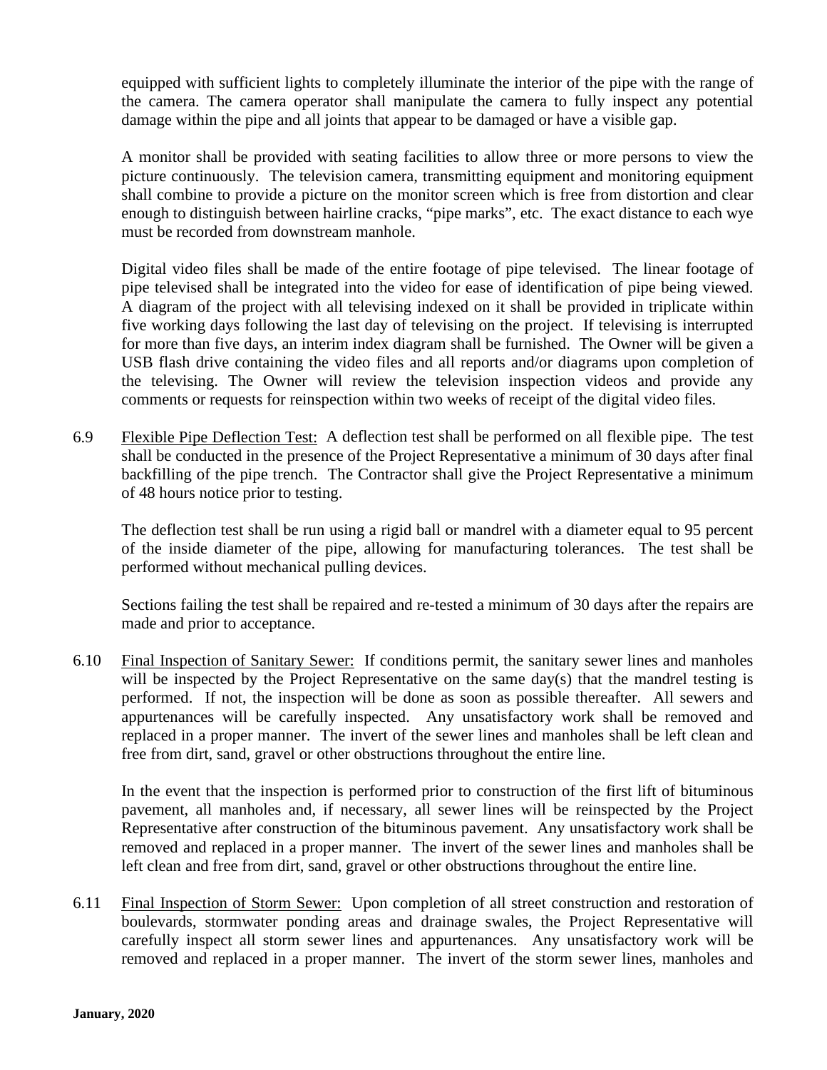equipped with sufficient lights to completely illuminate the interior of the pipe with the range of the camera. The camera operator shall manipulate the camera to fully inspect any potential damage within the pipe and all joints that appear to be damaged or have a visible gap.

A monitor shall be provided with seating facilities to allow three or more persons to view the picture continuously. The television camera, transmitting equipment and monitoring equipment shall combine to provide a picture on the monitor screen which is free from distortion and clear enough to distinguish between hairline cracks, "pipe marks", etc. The exact distance to each wye must be recorded from downstream manhole.

Digital video files shall be made of the entire footage of pipe televised. The linear footage of pipe televised shall be integrated into the video for ease of identification of pipe being viewed. A diagram of the project with all televising indexed on it shall be provided in triplicate within five working days following the last day of televising on the project. If televising is interrupted for more than five days, an interim index diagram shall be furnished. The Owner will be given a USB flash drive containing the video files and all reports and/or diagrams upon completion of the televising. The Owner will review the television inspection videos and provide any comments or requests for reinspection within two weeks of receipt of the digital video files.

6.9 Flexible Pipe Deflection Test: A deflection test shall be performed on all flexible pipe. The test shall be conducted in the presence of the Project Representative a minimum of 30 days after final backfilling of the pipe trench. The Contractor shall give the Project Representative a minimum of 48 hours notice prior to testing.

The deflection test shall be run using a rigid ball or mandrel with a diameter equal to 95 percent of the inside diameter of the pipe, allowing for manufacturing tolerances. The test shall be performed without mechanical pulling devices.

Sections failing the test shall be repaired and re-tested a minimum of 30 days after the repairs are made and prior to acceptance.

6.10 Final Inspection of Sanitary Sewer: If conditions permit, the sanitary sewer lines and manholes will be inspected by the Project Representative on the same day(s) that the mandrel testing is performed. If not, the inspection will be done as soon as possible thereafter. All sewers and appurtenances will be carefully inspected. Any unsatisfactory work shall be removed and replaced in a proper manner. The invert of the sewer lines and manholes shall be left clean and free from dirt, sand, gravel or other obstructions throughout the entire line.

In the event that the inspection is performed prior to construction of the first lift of bituminous pavement, all manholes and, if necessary, all sewer lines will be reinspected by the Project Representative after construction of the bituminous pavement. Any unsatisfactory work shall be removed and replaced in a proper manner. The invert of the sewer lines and manholes shall be left clean and free from dirt, sand, gravel or other obstructions throughout the entire line.

6.11 Final Inspection of Storm Sewer: Upon completion of all street construction and restoration of boulevards, stormwater ponding areas and drainage swales, the Project Representative will carefully inspect all storm sewer lines and appurtenances. Any unsatisfactory work will be removed and replaced in a proper manner. The invert of the storm sewer lines, manholes and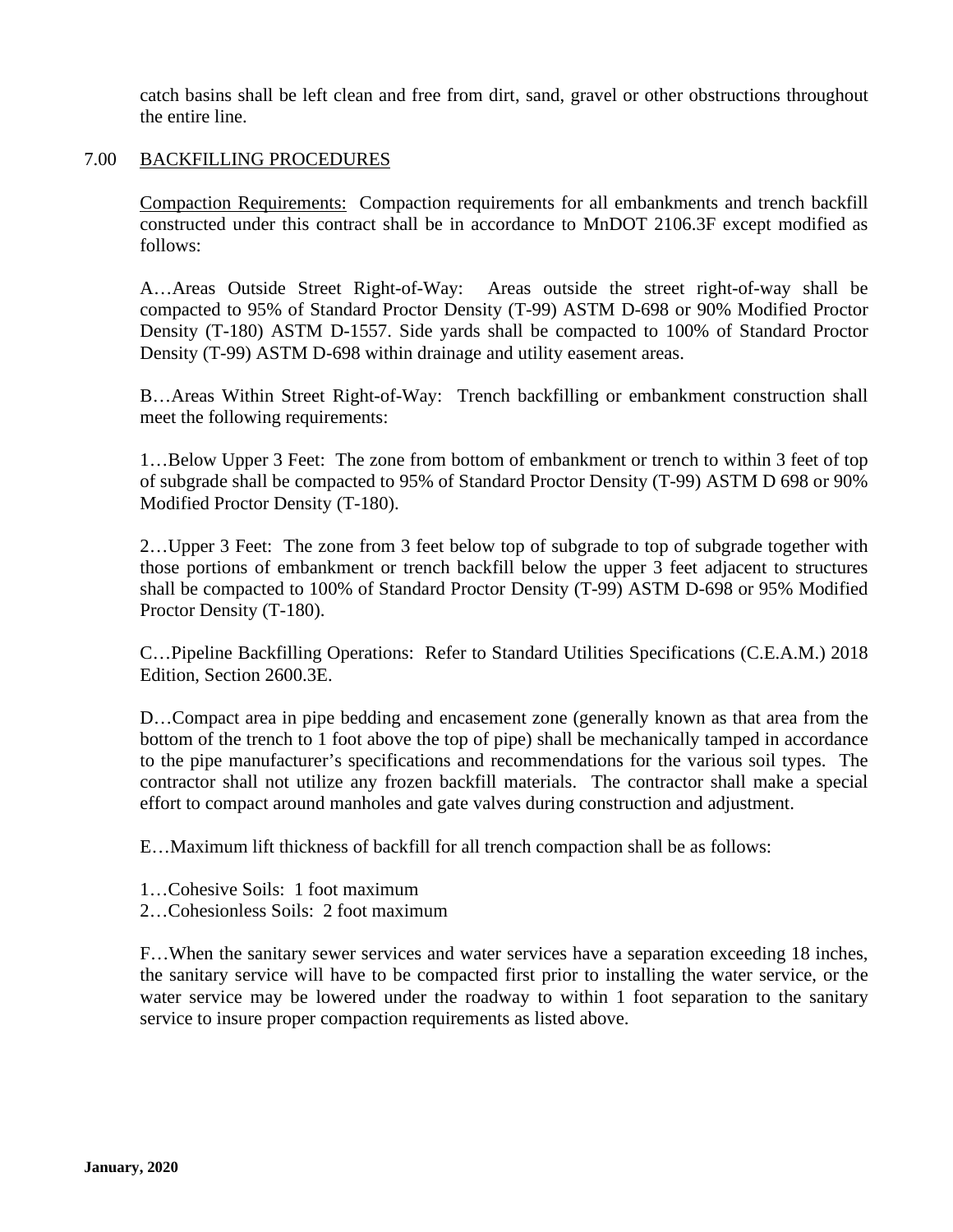catch basins shall be left clean and free from dirt, sand, gravel or other obstructions throughout the entire line.

## 7.00 BACKFILLING PROCEDURES

Compaction Requirements: Compaction requirements for all embankments and trench backfill constructed under this contract shall be in accordance to MnDOT 2106.3F except modified as follows:

A…Areas Outside Street Right-of-Way: Areas outside the street right-of-way shall be compacted to 95% of Standard Proctor Density (T-99) ASTM D-698 or 90% Modified Proctor Density (T-180) ASTM D-1557. Side yards shall be compacted to 100% of Standard Proctor Density (T-99) ASTM D-698 within drainage and utility easement areas.

B…Areas Within Street Right-of-Way: Trench backfilling or embankment construction shall meet the following requirements:

1…Below Upper 3 Feet: The zone from bottom of embankment or trench to within 3 feet of top of subgrade shall be compacted to 95% of Standard Proctor Density (T-99) ASTM D 698 or 90% Modified Proctor Density (T-180).

2…Upper 3 Feet: The zone from 3 feet below top of subgrade to top of subgrade together with those portions of embankment or trench backfill below the upper 3 feet adjacent to structures shall be compacted to 100% of Standard Proctor Density (T-99) ASTM D-698 or 95% Modified Proctor Density (T-180).

C…Pipeline Backfilling Operations: Refer to Standard Utilities Specifications (C.E.A.M.) 2018 Edition, Section 2600.3E.

D…Compact area in pipe bedding and encasement zone (generally known as that area from the bottom of the trench to 1 foot above the top of pipe) shall be mechanically tamped in accordance to the pipe manufacturer's specifications and recommendations for the various soil types. The contractor shall not utilize any frozen backfill materials. The contractor shall make a special effort to compact around manholes and gate valves during construction and adjustment.

E…Maximum lift thickness of backfill for all trench compaction shall be as follows:

1…Cohesive Soils: 1 foot maximum
2…Cohesionless Soils: 2 foot maximum

F…When the sanitary sewer services and water services have a separation exceeding 18 inches, the sanitary service will have to be compacted first prior to installing the water service, or the water service may be lowered under the roadway to within 1 foot separation to the sanitary service to insure proper compaction requirements as listed above.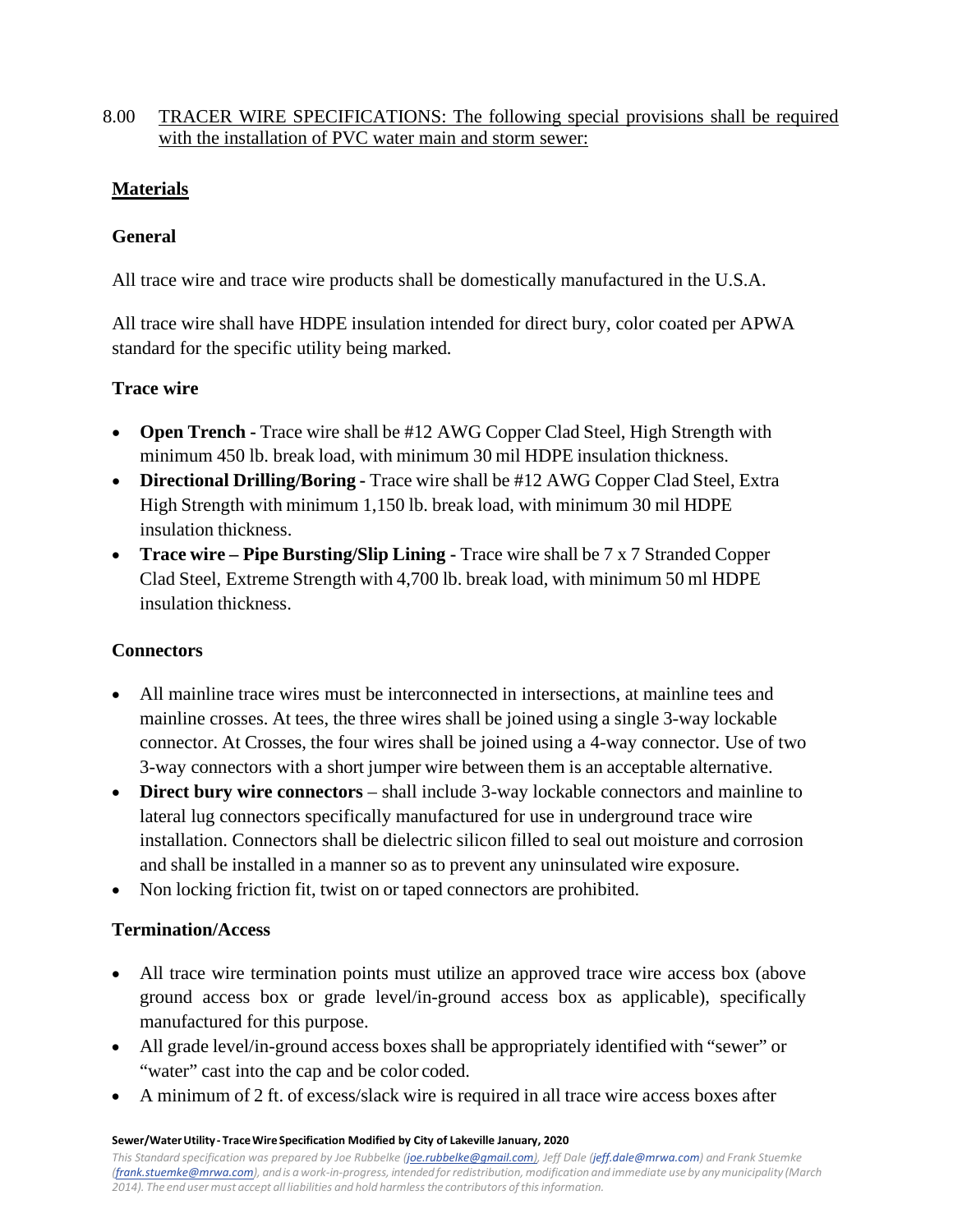8.00 TRACER WIRE SPECIFICATIONS: The following special provisions shall be required with the installation of PVC water main and storm sewer:

## Materials

### General

All trace wire and trace wire products shall be domestically manufactured in the U.S.A.

All trace wire shall have HDPE insulation intended for direct bury, color coated per APWA standard for the specific utility being marked.

### Trace wire

- **Open Trench -** Trace wire shall be #12 AWG Copper Clad Steel, High Strength with minimum 450 lb. break load, with minimum 30 mil HDPE insulation thickness.
- **Directional Drilling/Boring -** Trace wire shall be #12 AWG Copper Clad Steel, Extra High Strength with minimum 1,150 lb. break load, with minimum 30 mil HDPE insulation thickness.
- **Trace wire – Pipe Bursting/Slip Lining -** Trace wire shall be 7 x 7 Stranded Copper Clad Steel, Extreme Strength with 4,700 lb. break load, with minimum 50 ml HDPE insulation thickness.

### Connectors

- All mainline trace wires must be interconnected in intersections, at mainline tees and mainline crosses. At tees, the three wires shall be joined using a single 3-way lockable connector. At Crosses, the four wires shall be joined using a 4-way connector. Use of two 3-way connectors with a short jumper wire between them is an acceptable alternative.
- **Direct bury wire connectors** – shall include 3-way lockable connectors and mainline to lateral lug connectors specifically manufactured for use in underground trace wire installation. Connectors shall be dielectric silicon filled to seal out moisture and corrosion and shall be installed in a manner so as to prevent any uninsulated wire exposure.
- Non locking friction fit, twist on or taped connectors are prohibited.

### Termination/Access

- All trace wire termination points must utilize an approved trace wire access box (above ground access box or grade level/in-ground access box as applicable), specifically manufactured for this purpose.
- All grade level/in-ground access boxes shall be appropriately identified with "sewer" or "water" cast into the cap and be color coded.
- A minimum of 2 ft. of excess/slack wire is required in all trace wire access boxes after

**Sewer/Water Utility - Trace Wire Specification Modified by City of Lakeville January, 2020**

*This Standard specification was prepared by Joe Rubbelke (joe.rubbelke@gmail.com), Jeff Dale (jeff.dale@mrwa.com) and Frank Stuemke (frank.stuemke@mrwa.com), and is a work-in-progress, intended for redistribution, modification and immediate use by any municipality (March 2014). The end user must accept all liabilities and hold harmless the contributors of this information.*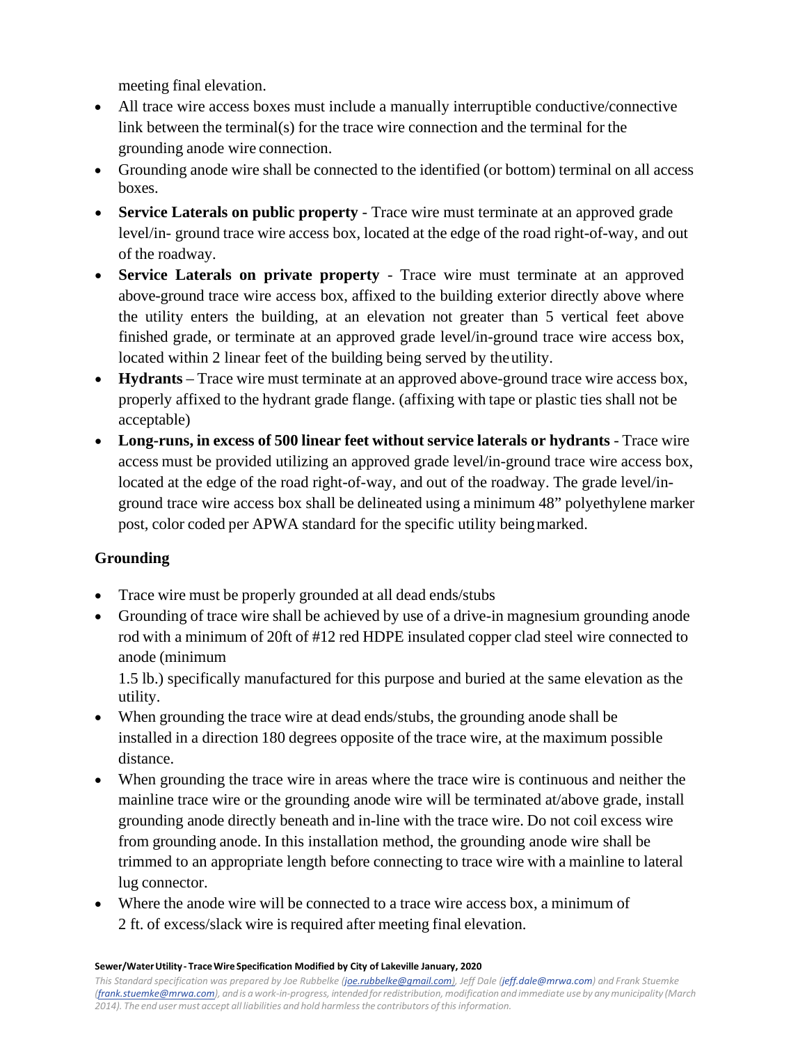meeting final elevation.

- All trace wire access boxes must include a manually interruptible conductive/connective link between the terminal(s) for the trace wire connection and the terminal for the grounding anode wire connection.
- Grounding anode wire shall be connected to the identified (or bottom) terminal on all access boxes.
- **Service Laterals on public property** - Trace wire must terminate at an approved grade level/in- ground trace wire access box, located at the edge of the road right-of-way, and out of the roadway.
- **Service Laterals on private property** - Trace wire must terminate at an approved above-ground trace wire access box, affixed to the building exterior directly above where the utility enters the building, at an elevation not greater than 5 vertical feet above finished grade, or terminate at an approved grade level/in-ground trace wire access box, located within 2 linear feet of the building being served by the utility.
- **Hydrants** – Trace wire must terminate at an approved above-ground trace wire access box, properly affixed to the hydrant grade flange. (affixing with tape or plastic ties shall not be acceptable)
- **Long-runs, in excess of 500 linear feet without service laterals or hydrants** - Trace wire access must be provided utilizing an approved grade level/in-ground trace wire access box, located at the edge of the road right-of-way, and out of the roadway. The grade level/in-ground trace wire access box shall be delineated using a minimum 48" polyethylene marker post, color coded per APWA standard for the specific utility being marked.

## Grounding

- Trace wire must be properly grounded at all dead ends/stubs
- Grounding of trace wire shall be achieved by use of a drive-in magnesium grounding anode rod with a minimum of 20ft of #12 red HDPE insulated copper clad steel wire connected to anode (minimum 1.5 lb.) specifically manufactured for this purpose and buried at the same elevation as the utility.
- When grounding the trace wire at dead ends/stubs, the grounding anode shall be installed in a direction 180 degrees opposite of the trace wire, at the maximum possible distance.
- When grounding the trace wire in areas where the trace wire is continuous and neither the mainline trace wire or the grounding anode wire will be terminated at/above grade, install grounding anode directly beneath and in-line with the trace wire. Do not coil excess wire from grounding anode. In this installation method, the grounding anode wire shall be trimmed to an appropriate length before connecting to trace wire with a mainline to lateral lug connector.
- Where the anode wire will be connected to a trace wire access box, a minimum of 2 ft. of excess/slack wire is required after meeting final elevation.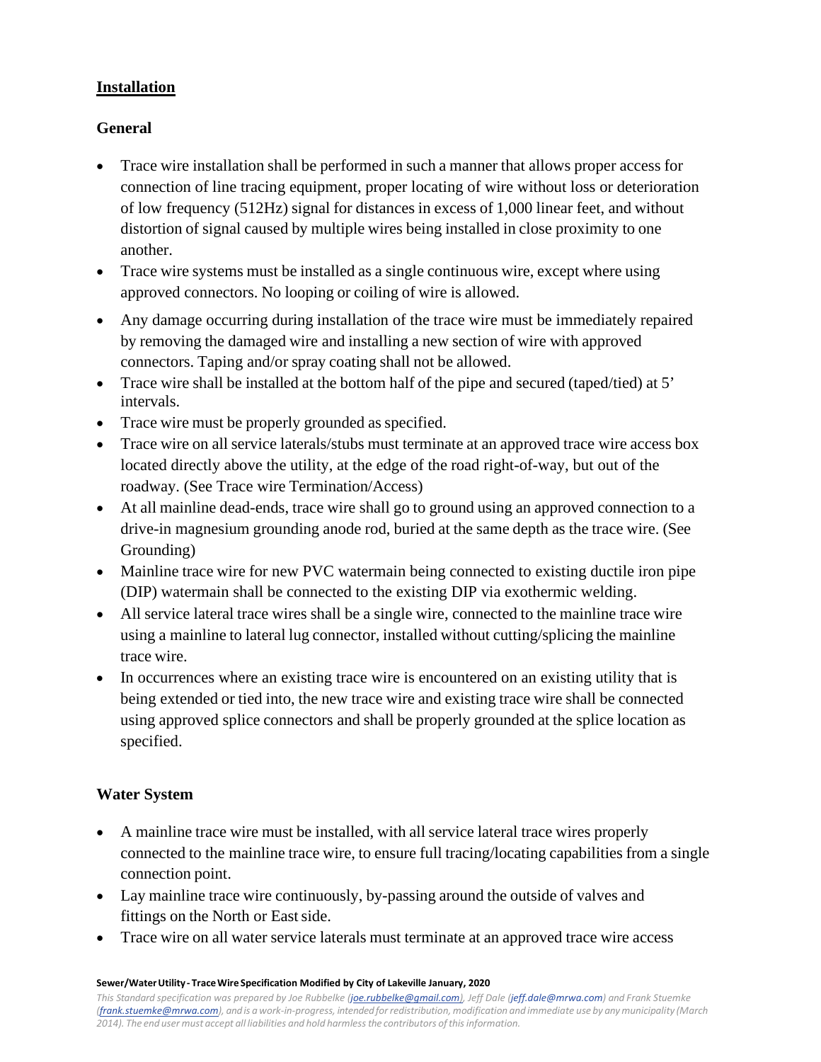## Installation

### General

- Trace wire installation shall be performed in such a manner that allows proper access for connection of line tracing equipment, proper locating of wire without loss or deterioration of low frequency (512Hz) signal for distances in excess of 1,000 linear feet, and without distortion of signal caused by multiple wires being installed in close proximity to one another.
- Trace wire systems must be installed as a single continuous wire, except where using approved connectors. No looping or coiling of wire is allowed.
- Any damage occurring during installation of the trace wire must be immediately repaired by removing the damaged wire and installing a new section of wire with approved connectors. Taping and/or spray coating shall not be allowed.
- Trace wire shall be installed at the bottom half of the pipe and secured (taped/tied) at 5' intervals.
- Trace wire must be properly grounded as specified.
- Trace wire on all service laterals/stubs must terminate at an approved trace wire access box located directly above the utility, at the edge of the road right-of-way, but out of the roadway. (See Trace wire Termination/Access)
- At all mainline dead-ends, trace wire shall go to ground using an approved connection to a drive-in magnesium grounding anode rod, buried at the same depth as the trace wire. (See Grounding)
- Mainline trace wire for new PVC watermain being connected to existing ductile iron pipe (DIP) watermain shall be connected to the existing DIP via exothermic welding.
- All service lateral trace wires shall be a single wire, connected to the mainline trace wire using a mainline to lateral lug connector, installed without cutting/splicing the mainline trace wire.
- In occurrences where an existing trace wire is encountered on an existing utility that is being extended or tied into, the new trace wire and existing trace wire shall be connected using approved splice connectors and shall be properly grounded at the splice location as specified.

### Water System

- A mainline trace wire must be installed, with all service lateral trace wires properly connected to the mainline trace wire, to ensure full tracing/locating capabilities from a single connection point.
- Lay mainline trace wire continuously, by-passing around the outside of valves and fittings on the North or East side.
- Trace wire on all water service laterals must terminate at an approved trace wire access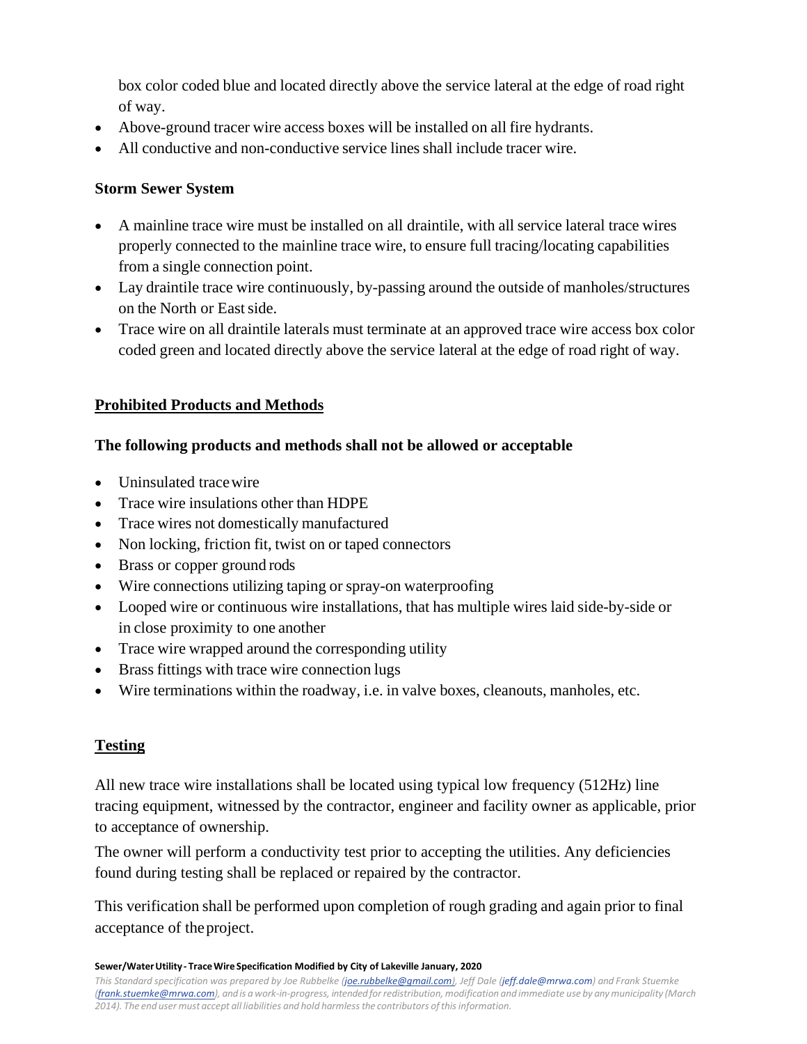box color coded blue and located directly above the service lateral at the edge of road right of way.

- Above-ground tracer wire access boxes will be installed on all fire hydrants.
- All conductive and non-conductive service lines shall include tracer wire.

**Storm Sewer System**

- A mainline trace wire must be installed on all draintile, with all service lateral trace wires properly connected to the mainline trace wire, to ensure full tracing/locating capabilities from a single connection point.
- Lay draintile trace wire continuously, by-passing around the outside of manholes/structures on the North or East side.
- Trace wire on all draintile laterals must terminate at an approved trace wire access box color coded green and located directly above the service lateral at the edge of road right of way.

## Prohibited Products and Methods

**The following products and methods shall not be allowed or acceptable**

- Uninsulated trace wire
- Trace wire insulations other than HDPE
- Trace wires not domestically manufactured
- Non locking, friction fit, twist on or taped connectors
- Brass or copper ground rods
- Wire connections utilizing taping or spray-on waterproofing
- Looped wire or continuous wire installations, that has multiple wires laid side-by-side or in close proximity to one another
- Trace wire wrapped around the corresponding utility
- Brass fittings with trace wire connection lugs
- Wire terminations within the roadway, i.e. in valve boxes, cleanouts, manholes, etc.

## Testing

All new trace wire installations shall be located using typical low frequency (512Hz) line tracing equipment, witnessed by the contractor, engineer and facility owner as applicable, prior to acceptance of ownership.

The owner will perform a conductivity test prior to accepting the utilities. Any deficiencies found during testing shall be replaced or repaired by the contractor.

This verification shall be performed upon completion of rough grading and again prior to final acceptance of the project.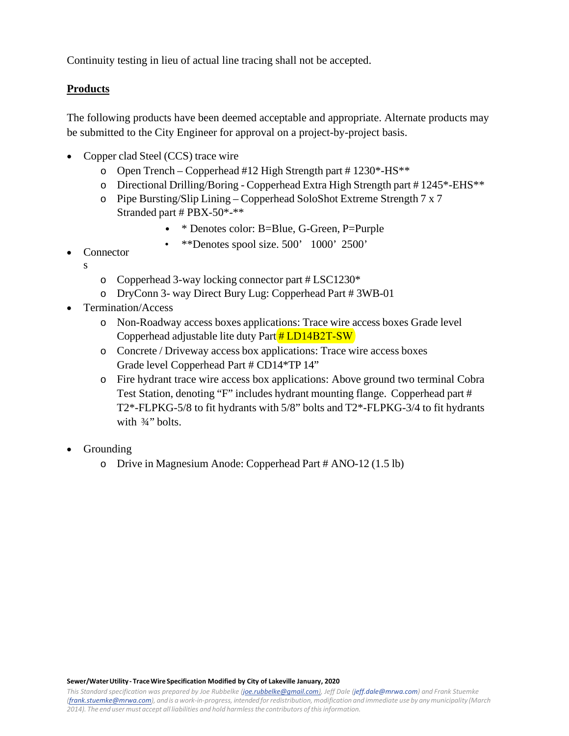Continuity testing in lieu of actual line tracing shall not be accepted.

**Products**

The following products have been deemed acceptable and appropriate. Alternate products may be submitted to the City Engineer for approval on a project-by-project basis.

- Copper clad Steel (CCS) trace wire
  - Open Trench – Copperhead #12 High Strength part # 1230*-HS**
  - Directional Drilling/Boring - Copperhead Extra High Strength part # 1245*-EHS**
  - Pipe Bursting/Slip Lining – Copperhead SoloShot Extreme Strength 7 x 7 Stranded part # PBX-50*-**
    - * Denotes color: B=Blue, G-Green, P=Purple
    - **Denotes spool size. 500' 1000' 2500'
- Connectors
  - Copperhead 3-way locking connector part # LSC1230*
  - DryConn 3- way Direct Bury Lug: Copperhead Part # 3WB-01
- Termination/Access
  - Non-Roadway access boxes applications: Trace wire access boxes Grade level Copperhead adjustable lite duty Part # LD14B2T-SW
  - Concrete / Driveway access box applications: Trace wire access boxes Grade level Copperhead Part # CD14*TP 14"
  - Fire hydrant trace wire access box applications: Above ground two terminal Cobra Test Station, denoting "F" includes hydrant mounting flange. Copperhead part # T2*-FLPKG-5/8 to fit hydrants with 5/8" bolts and T2*-FLPKG-3/4 to fit hydrants with ¾" bolts.
- Grounding
  - Drive in Magnesium Anode: Copperhead Part # ANO-12 (1.5 lb)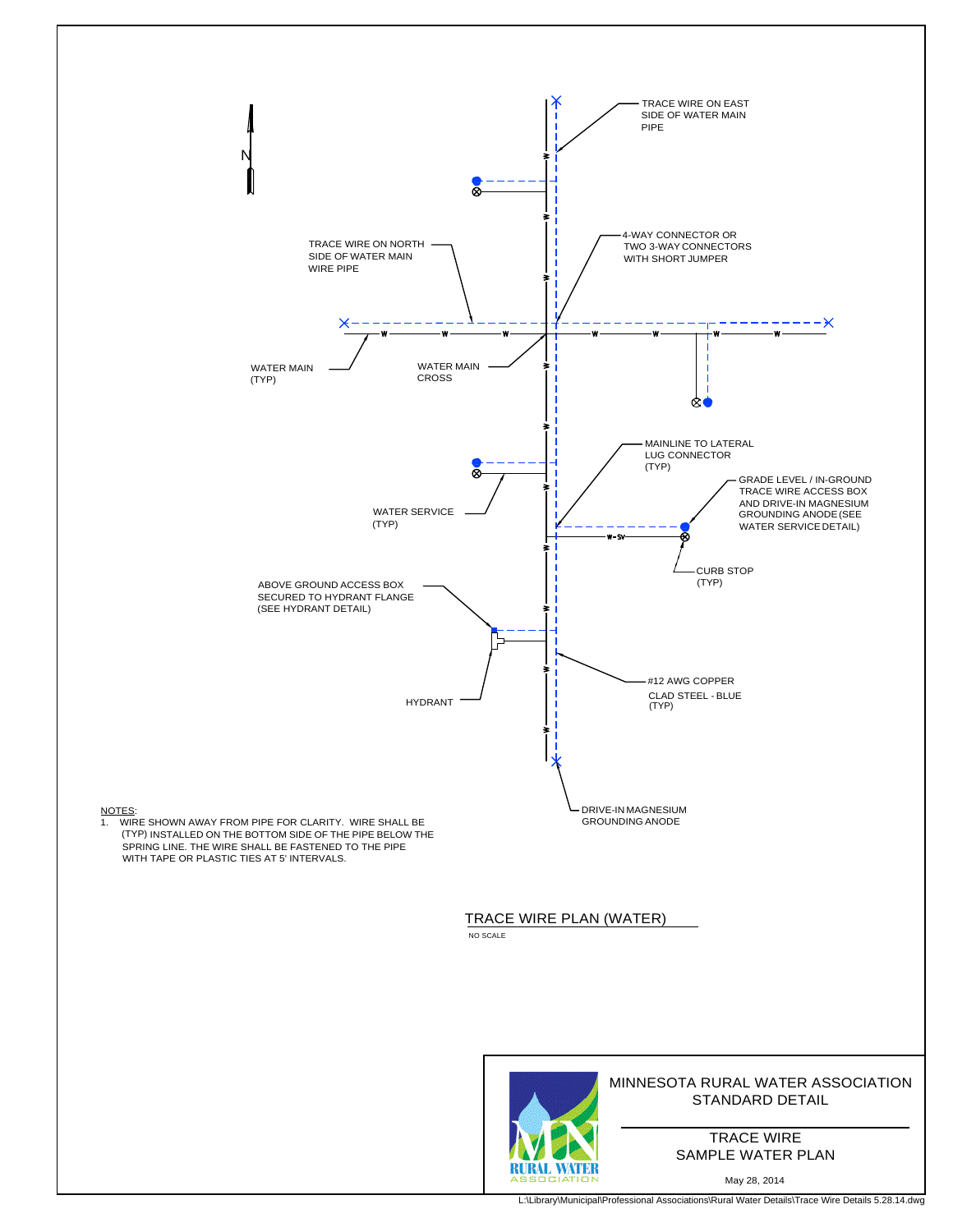TRACE WIRE ON EAST SIDE OF WATER MAIN PIPE

TRACE WIRE ON NORTH SIDE OF WATER MAIN WIRE PIPE

4-WAY CONNECTOR OR TWO 3-WAY CONNECTORS WITH SHORT JUMPER

WATER MAIN (TYP)

WATER MAIN CROSS

MAINLINE TO LATERAL LUG CONNECTOR (TYP)

GRADE LEVEL / IN-GROUND TRACE WIRE ACCESS BOX AND DRIVE-IN MAGNESIUM GROUNDING ANODE (SEE WATER SERVICE DETAIL)

WATER SERVICE (TYP)

CURB STOP (TYP)

ABOVE GROUND ACCESS BOX SECURED TO HYDRANT FLANGE (SEE HYDRANT DETAIL)

HYDRANT

#12 AWG COPPER CLAD STEEL - BLUE (TYP)

DRIVE-IN MAGNESIUM GROUNDING ANODE

NOTES:

1. WIRE SHOWN AWAY FROM PIPE FOR CLARITY. WIRE SHALL BE (TYP) INSTALLED ON THE BOTTOM SIDE OF THE PIPE BELOW THE SPRING LINE. THE WIRE SHALL BE FASTENED TO THE PIPE WITH TAPE OR PLASTIC TIES AT 5' INTERVALS.

## TRACE WIRE PLAN (WATER)

NO SCALE

MINNESOTA RURAL WATER ASSOCIATION STANDARD DETAIL

TRACE WIRE SAMPLE WATER PLAN

May 28, 2014

L:\Library\Municipal\Professional Associations\Rural Water Details\Trace Wire Details 5.28.14.dwg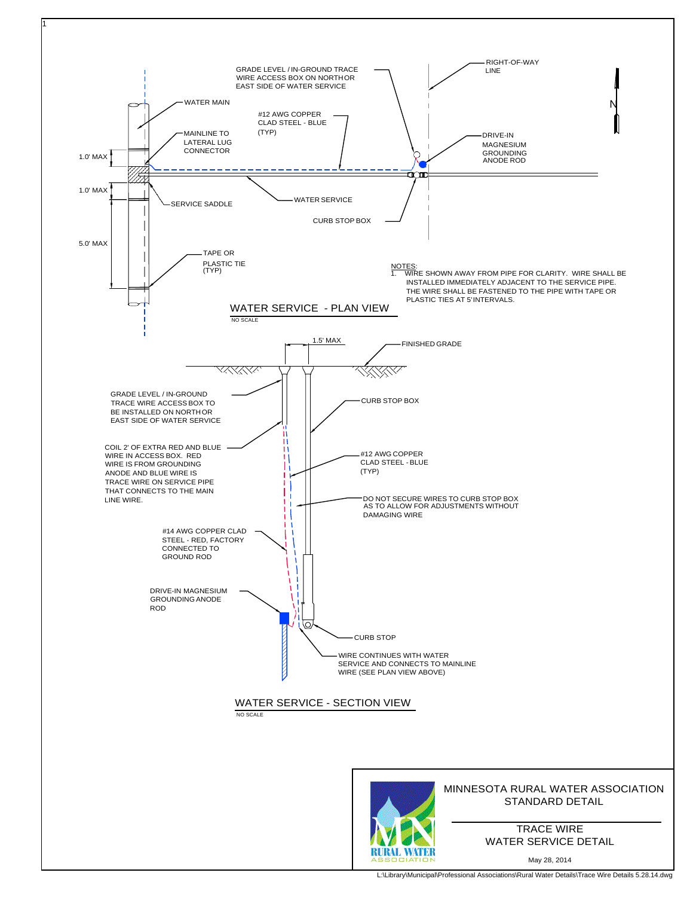## WATER SERVICE - PLAN VIEW

NO SCALE

GRADE LEVEL / IN-GROUND TRACE WIRE ACCESS BOX ON NORTH OR EAST SIDE OF WATER SERVICE

RIGHT-OF-WAY LINE

WATER MAIN

#12 AWG COPPER CLAD STEEL - BLUE (TYP)

MAINLINE TO LATERAL LUG CONNECTOR

DRIVE-IN MAGNESIUM GROUNDING ANODE ROD

1.0' MAX

1.0' MAX

5.0' MAX

SERVICE SADDLE

WATER SERVICE

CURB STOP BOX

TAPE OR PLASTIC TIE (TYP)

N

NOTES:

1. WIRE SHOWN AWAY FROM PIPE FOR CLARITY. WIRE SHALL BE INSTALLED IMMEDIATELY ADJACENT TO THE SERVICE PIPE. THE WIRE SHALL BE FASTENED TO THE PIPE WITH TAPE OR PLASTIC TIES AT 5' INTERVALS.

## WATER SERVICE - SECTION VIEW

NO SCALE

1.5' MAX

FINISHED GRADE

GRADE LEVEL / IN-GROUND TRACE WIRE ACCESS BOX TO BE INSTALLED ON NORTH OR EAST SIDE OF WATER SERVICE

CURB STOP BOX

COIL 2' OF EXTRA RED AND BLUE WIRE IN ACCESS BOX. RED WIRE IS FROM GROUNDING ANODE AND BLUE WIRE IS TRACE WIRE ON SERVICE PIPE THAT CONNECTS TO THE MAIN LINE WIRE.

#12 AWG COPPER CLAD STEEL - BLUE (TYP)

DO NOT SECURE WIRES TO CURB STOP BOX AS TO ALLOW FOR ADJUSTMENTS WITHOUT DAMAGING WIRE

#14 AWG COPPER CLAD STEEL - RED, FACTORY CONNECTED TO GROUND ROD

DRIVE-IN MAGNESIUM GROUNDING ANODE ROD

CURB STOP

WIRE CONTINUES WITH WATER SERVICE AND CONNECTS TO MAINLINE WIRE (SEE PLAN VIEW ABOVE)

MN RURAL WATER ASSOCIATION

MINNESOTA RURAL WATER ASSOCIATION STANDARD DETAIL

TRACE WIRE WATER SERVICE DETAIL

May 28, 2014

L:\Library\Municipal\Professional Associations\Rural Water Details\Trace Wire Details 5.28.14.dwg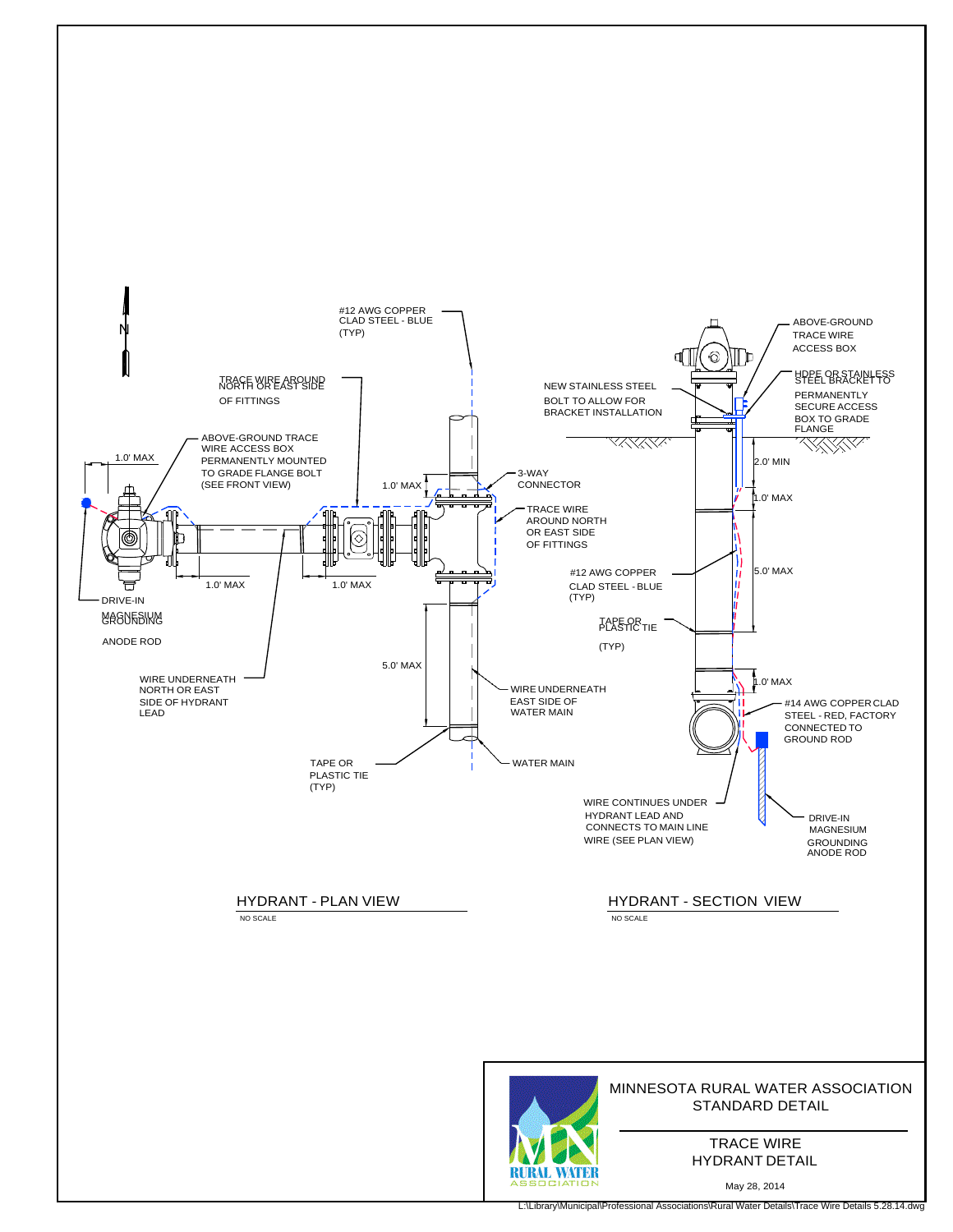N

#12 AWG COPPER CLAD STEEL - BLUE (TYP)

TRACE WIRE AROUND NORTH OR EAST SIDE OF FITTINGS

ABOVE-GROUND TRACE WIRE ACCESS BOX PERMANENTLY MOUNTED TO GRADE FLANGE BOLT (SEE FRONT VIEW)

1.0' MAX

1.0' MAX

3-WAY CONNECTOR

TRACE WIRE AROUND NORTH OR EAST SIDE OF FITTINGS

1.0' MAX

1.0' MAX

DRIVE-IN MAGNESIUM GROUNDING ANODE ROD

5.0' MAX

WIRE UNDERNEATH NORTH OR EAST SIDE OF HYDRANT LEAD

WIRE UNDERNEATH EAST SIDE OF WATER MAIN

TAPE OR PLASTIC TIE (TYP)

WATER MAIN

ABOVE-GROUND TRACE WIRE ACCESS BOX

NEW STAINLESS STEEL BOLT TO ALLOW FOR BRACKET INSTALLATION

HDPE OR STAINLESS STEEL BRACKET TO PERMANENTLY SECURE ACCESS BOX TO GRADE FLANGE

2.0' MIN

1.0' MAX

5.0' MAX

#12 AWG COPPER CLAD STEEL - BLUE (TYP)

TAPE OR PLASTIC TIE (TYP)

1.0' MAX

#14 AWG COPPER CLAD STEEL - RED, FACTORY CONNECTED TO GROUND ROD

WIRE CONTINUES UNDER HYDRANT LEAD AND CONNECTS TO MAIN LINE WIRE (SEE PLAN VIEW)

DRIVE-IN MAGNESIUM GROUNDING ANODE ROD

HYDRANT - PLAN VIEW

NO SCALE

HYDRANT - SECTION VIEW

NO SCALE

MINNESOTA RURAL WATER ASSOCIATION STANDARD DETAIL

TRACE WIRE HYDRANT DETAIL

May 28, 2014

MN RURAL WATER ASSOCIATION

L:\Library\Municipal\Professional Associations\Rural Water Details\Trace Wire Details 5.28.14.dwg